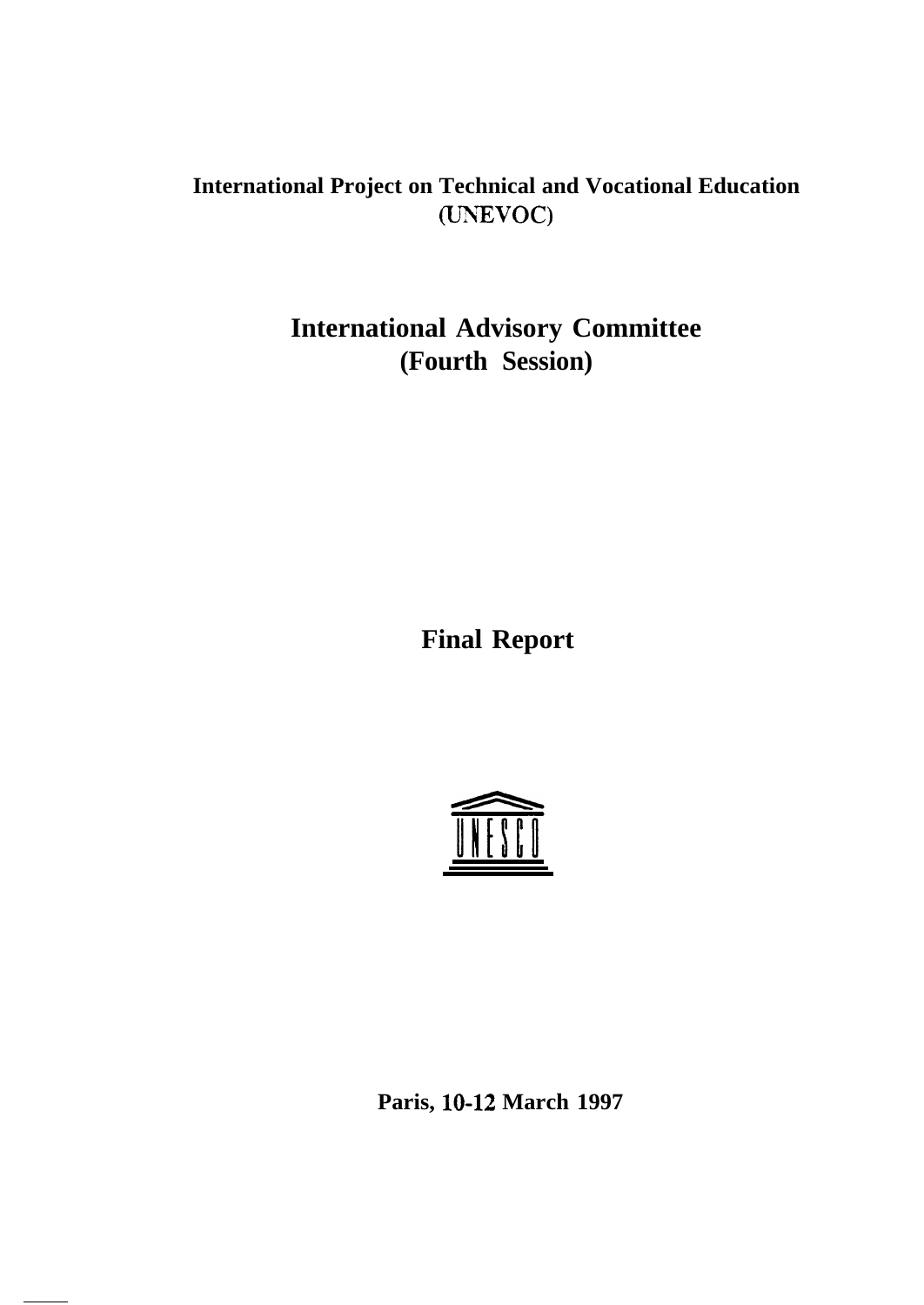**International Project on Technical and Vocational Education (UNEVOC)**

# International Advisory Committee (Fourth Session)

# Final Report

UNESCO

**Paris, 10-12 March 1997**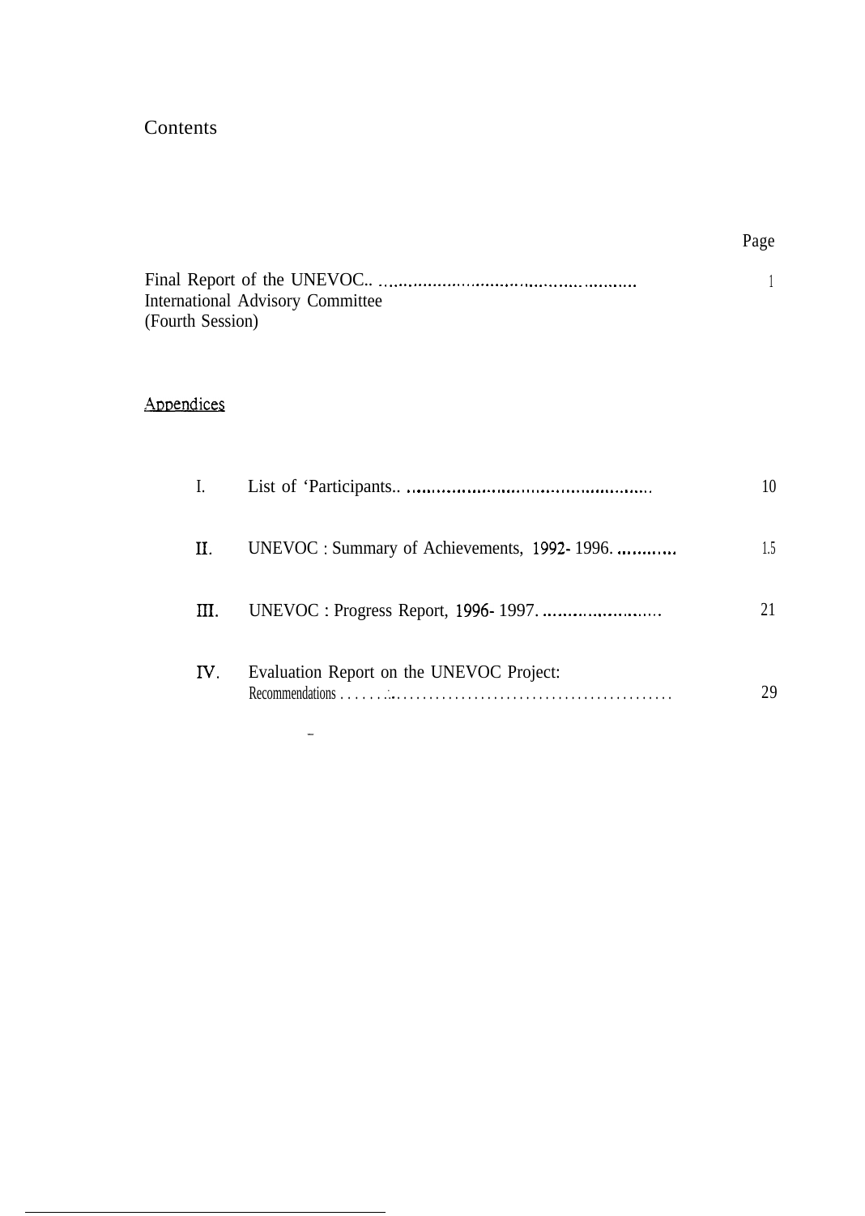# Contents

| | Page |
|---|---|
| Final Report of the UNEVOC International Advisory Committee (Fourth Session) | 1 |

## Appendices

| | | |
|---|---|---|
| I. | List of ‘Participants | 10 |
| II. | UNEVOC : Summary of Achievements, 1992- 1996 | 1.5 |
| III. | UNEVOC : Progress Report, 1996- 1997 | 21 |
| IV. | Evaluation Report on the UNEVOC Project: Recommendations | 29 |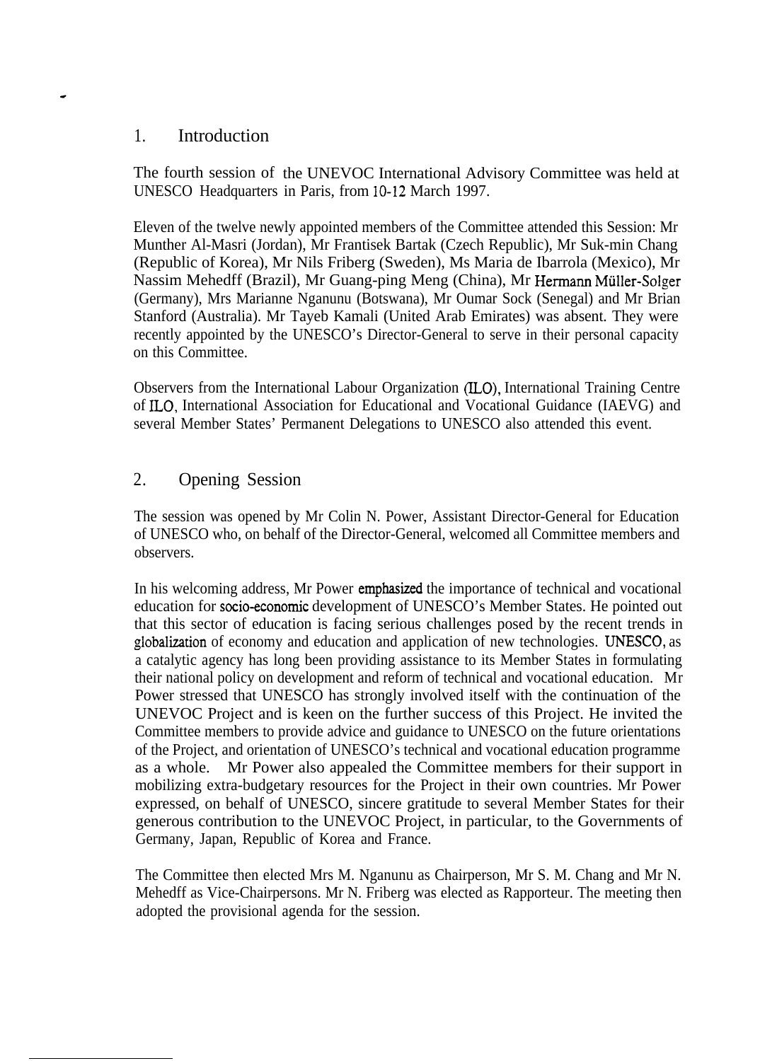## 1. Introduction

The fourth session of the UNEVOC International Advisory Committee was held at UNESCO Headquarters in Paris, from 10-12 March 1997.

Eleven of the twelve newly appointed members of the Committee attended this Session: Mr Munther Al-Masri (Jordan), Mr Frantisek Bartak (Czech Republic), Mr Suk-min Chang (Republic of Korea), Mr Nils Friberg (Sweden), Ms Maria de Ibarrola (Mexico), Mr Nassim Mehedff (Brazil), Mr Guang-ping Meng (China), Mr Hermann Müller-Solger (Germany), Mrs Marianne Nganunu (Botswana), Mr Oumar Sock (Senegal) and Mr Brian Stanford (Australia). Mr Tayeb Kamali (United Arab Emirates) was absent. They were recently appointed by the UNESCO's Director-General to serve in their personal capacity on this Committee.

Observers from the International Labour Organization (ILO), International Training Centre of ILO, International Association for Educational and Vocational Guidance (IAEVG) and several Member States' Permanent Delegations to UNESCO also attended this event.

## 2. Opening Session

The session was opened by Mr Colin N. Power, Assistant Director-General for Education of UNESCO who, on behalf of the Director-General, welcomed all Committee members and observers.

In his welcoming address, Mr Power emphasized the importance of technical and vocational education for socio-economic development of UNESCO's Member States. He pointed out that this sector of education is facing serious challenges posed by the recent trends in globalization of economy and education and application of new technologies. UNESCO, as a catalytic agency has long been providing assistance to its Member States in formulating their national policy on development and reform of technical and vocational education. Mr Power stressed that UNESCO has strongly involved itself with the continuation of the UNEVOC Project and is keen on the further success of this Project. He invited the Committee members to provide advice and guidance to UNESCO on the future orientations of the Project, and orientation of UNESCO's technical and vocational education programme as a whole. Mr Power also appealed the Committee members for their support in mobilizing extra-budgetary resources for the Project in their own countries. Mr Power expressed, on behalf of UNESCO, sincere gratitude to several Member States for their generous contribution to the UNEVOC Project, in particular, to the Governments of Germany, Japan, Republic of Korea and France.

The Committee then elected Mrs M. Nganunu as Chairperson, Mr S. M. Chang and Mr N. Mehedff as Vice-Chairpersons. Mr N. Friberg was elected as Rapporteur. The meeting then adopted the provisional agenda for the session.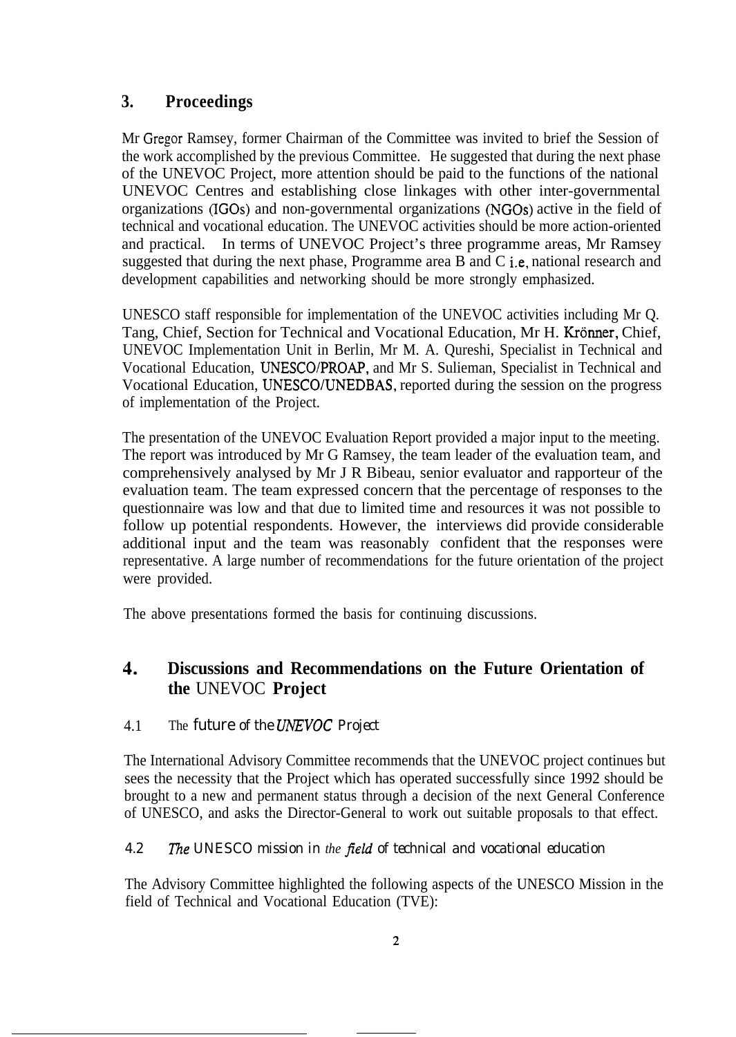## 3. Proceedings

Mr Gregor Ramsey, former Chairman of the Committee was invited to brief the Session of the work accomplished by the previous Committee. He suggested that during the next phase of the UNEVOC Project, more attention should be paid to the functions of the national UNEVOC Centres and establishing close linkages with other inter-governmental organizations (IGOs) and non-governmental organizations (NGOs) active in the field of technical and vocational education. The UNEVOC activities should be more action-oriented and practical. In terms of UNEVOC Project's three programme areas, Mr Ramsey suggested that during the next phase, Programme area B and C i.e. national research and development capabilities and networking should be more strongly emphasized.

UNESCO staff responsible for implementation of the UNEVOC activities including Mr Q. Tang, Chief, Section for Technical and Vocational Education, Mr H. Krönner, Chief, UNEVOC Implementation Unit in Berlin, Mr M. A. Qureshi, Specialist in Technical and Vocational Education, UNESCO/PROAP, and Mr S. Sulieman, Specialist in Technical and Vocational Education, UNESCO/UNEDBAS, reported during the session on the progress of implementation of the Project.

The presentation of the UNEVOC Evaluation Report provided a major input to the meeting. The report was introduced by Mr G Ramsey, the team leader of the evaluation team, and comprehensively analysed by Mr J R Bibeau, senior evaluator and rapporteur of the evaluation team. The team expressed concern that the percentage of responses to the questionnaire was low and that due to limited time and resources it was not possible to follow up potential respondents. However, the interviews did provide considerable additional input and the team was reasonably confident that the responses were representative. A large number of recommendations for the future orientation of the project were provided.

The above presentations formed the basis for continuing discussions.

## 4. Discussions and Recommendations on the Future Orientation of the UNEVOC Project

### 4.1 *The future of the UNEVOC Project*

The International Advisory Committee recommends that the UNEVOC project continues but sees the necessity that the Project which has operated successfully since 1992 should be brought to a new and permanent status through a decision of the next General Conference of UNESCO, and asks the Director-General to work out suitable proposals to that effect.

### 4.2 *The UNESCO mission in the field of technical and vocational education*

The Advisory Committee highlighted the following aspects of the UNESCO Mission in the field of Technical and Vocational Education (TVE):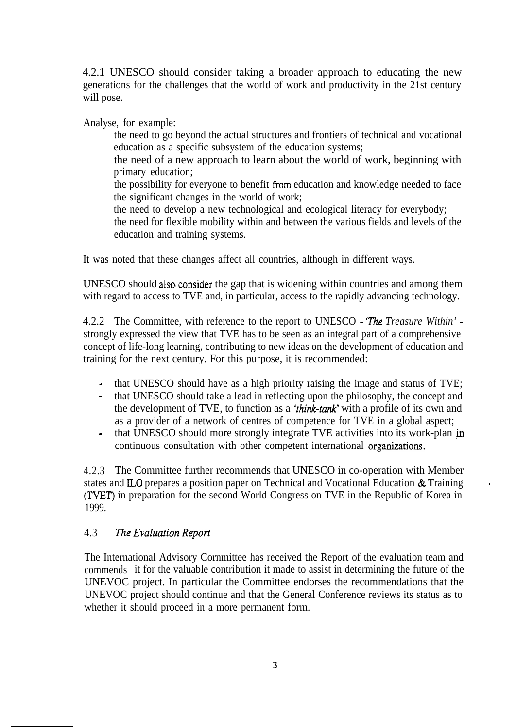4.2.1 UNESCO should consider taking a broader approach to educating the new generations for the challenges that the world of work and productivity in the 21st century will pose.

Analyse, for example:

- the need to go beyond the actual structures and frontiers of technical and vocational education as a specific subsystem of the education systems;
- the need of a new approach to learn about the world of work, beginning with primary education;
- the possibility for everyone to benefit from education and knowledge needed to face the significant changes in the world of work;
- the need to develop a new technological and ecological literacy for everybody;
- the need for flexible mobility within and between the various fields and levels of the education and training systems.

It was noted that these changes affect all countries, although in different ways.

UNESCO should also consider the gap that is widening within countries and among them with regard to access to TVE and, in particular, access to the rapidly advancing technology.

4.2.2 The Committee, with reference to the report to UNESCO - *'The Treasure Within'* - strongly expressed the view that TVE has to be seen as an integral part of a comprehensive concept of life-long learning, contributing to new ideas on the development of education and training for the next century. For this purpose, it is recommended:

- that UNESCO should have as a high priority raising the image and status of TVE;
- that UNESCO should take a lead in reflecting upon the philosophy, the concept and the development of TVE, to function as a *'think-tank'* with a profile of its own and as a provider of a network of centres of competence for TVE in a global aspect;
- that UNESCO should more strongly integrate TVE activities into its work-plan in continuous consultation with other competent international organizations.

4.2.3 The Committee further recommends that UNESCO in co-operation with Member states and ILO prepares a position paper on Technical and Vocational Education & Training (TVET) in preparation for the second World Congress on TVE in the Republic of Korea in 1999.

### 4.3 *The Evaluation Report*

The International Advisory Cornmittee has received the Report of the evaluation team and commends it for the valuable contribution it made to assist in determining the future of the UNEVOC project. In particular the Committee endorses the recommendations that the UNEVOC project should continue and that the General Conference reviews its status as to whether it should proceed in a more permanent form.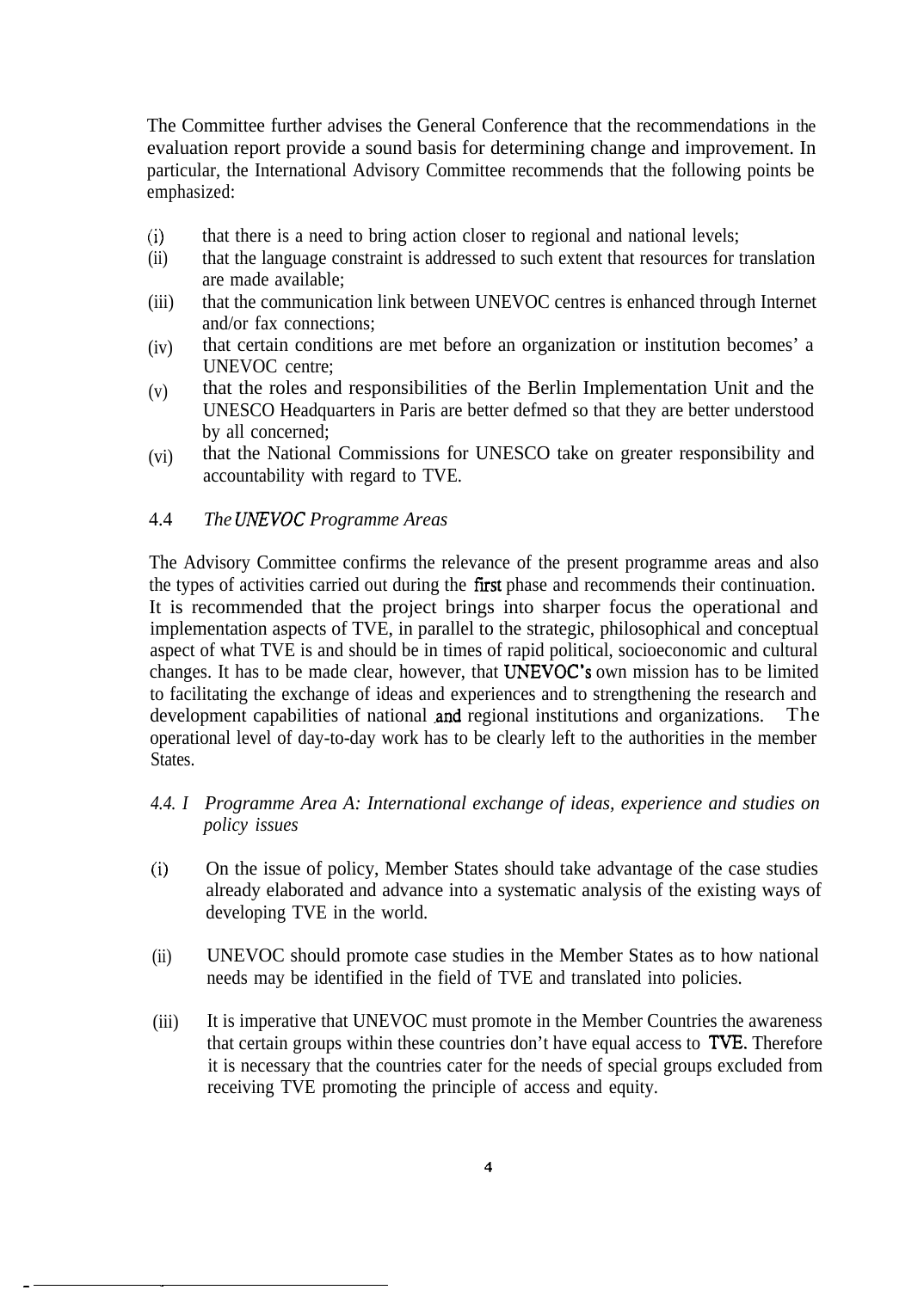The Committee further advises the General Conference that the recommendations in the evaluation report provide a sound basis for determining change and improvement. In particular, the International Advisory Committee recommends that the following points be emphasized:

(i) that there is a need to bring action closer to regional and national levels;
(ii) that the language constraint is addressed to such extent that resources for translation are made available;
(iii) that the communication link between UNEVOC centres is enhanced through Internet and/or fax connections;
(iv) that certain conditions are met before an organization or institution becomes' a UNEVOC centre;
(v) that the roles and responsibilities of the Berlin Implementation Unit and the UNESCO Headquarters in Paris are better defmed so that they are better understood by all concerned;
(vi) that the National Commissions for UNESCO take on greater responsibility and accountability with regard to TVE.

### 4.4 *The UNEVOC Programme Areas*

The Advisory Committee confirms the relevance of the present programme areas and also the types of activities carried out during the first phase and recommends their continuation. It is recommended that the project brings into sharper focus the operational and implementation aspects of TVE, in parallel to the strategic, philosophical and conceptual aspect of what TVE is and should be in times of rapid political, socioeconomic and cultural changes. It has to be made clear, however, that UNEVOC's own mission has to be limited to facilitating the exchange of ideas and experiences and to strengthening the research and development capabilities of national and regional institutions and organizations. The operational level of day-to-day work has to be clearly left to the authorities in the member States.

#### *4.4. I Programme Area A: International exchange of ideas, experience and studies on policy issues*

(i) On the issue of policy, Member States should take advantage of the case studies already elaborated and advance into a systematic analysis of the existing ways of developing TVE in the world.

(ii) UNEVOC should promote case studies in the Member States as to how national needs may be identified in the field of TVE and translated into policies.

(iii) It is imperative that UNEVOC must promote in the Member Countries the awareness that certain groups within these countries don't have equal access to TVE. Therefore it is necessary that the countries cater for the needs of special groups excluded from receiving TVE promoting the principle of access and equity.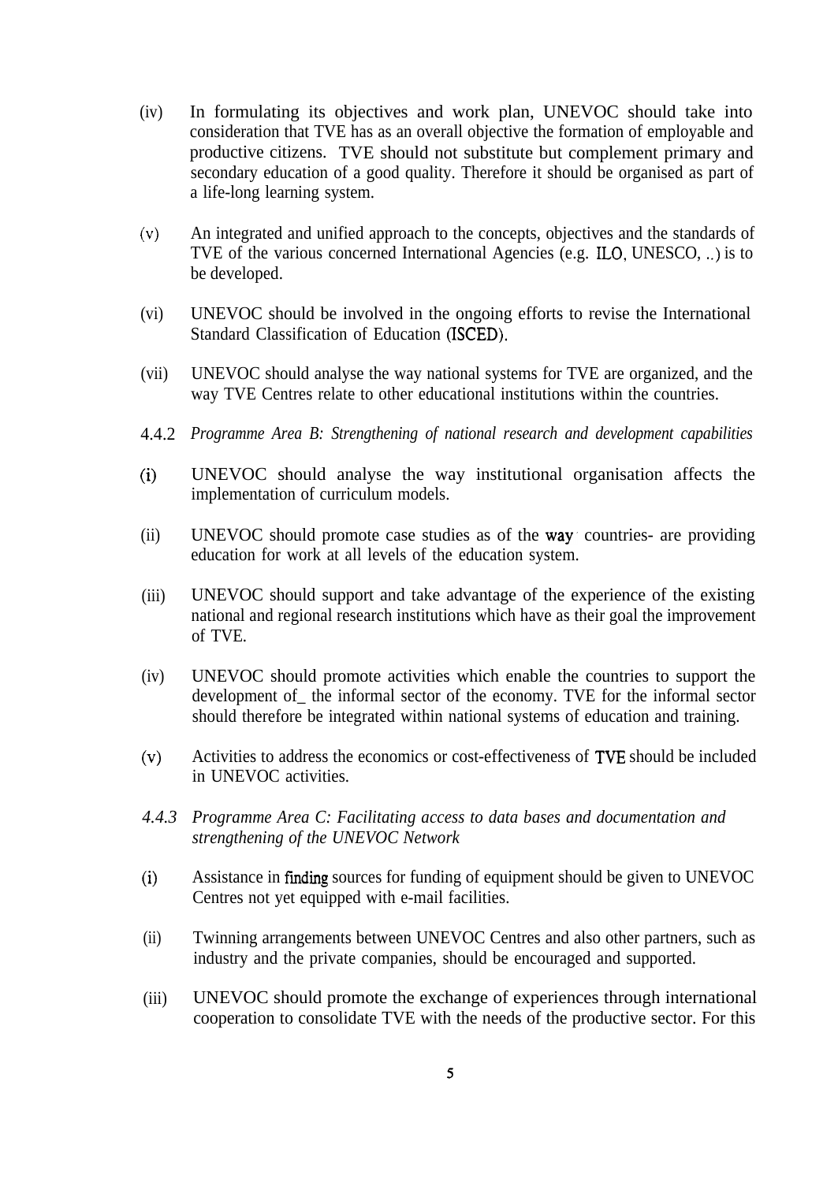(iv) In formulating its objectives and work plan, UNEVOC should take into consideration that TVE has as an overall objective the formation of employable and productive citizens. TVE should not substitute but complement primary and secondary education of a good quality. Therefore it should be organised as part of a life-long learning system.

(v) An integrated and unified approach to the concepts, objectives and the standards of TVE of the various concerned International Agencies (e.g. ILO, UNESCO, ..) is to be developed.

(vi) UNEVOC should be involved in the ongoing efforts to revise the International Standard Classification of Education (ISCED).

(vii) UNEVOC should analyse the way national systems for TVE are organized, and the way TVE Centres relate to other educational institutions within the countries.

4.4.2 *Programme Area B: Strengthening of national research and development capabilities*

(i) UNEVOC should analyse the way institutional organisation affects the implementation of curriculum models.

(ii) UNEVOC should promote case studies as of the way countries- are providing education for work at all levels of the education system.

(iii) UNEVOC should support and take advantage of the experience of the existing national and regional research institutions which have as their goal the improvement of TVE.

(iv) UNEVOC should promote activities which enable the countries to support the development of_ the informal sector of the economy. TVE for the informal sector should therefore be integrated within national systems of education and training.

(v) Activities to address the economics or cost-effectiveness of TVE should be included in UNEVOC activities.

*4.4.3 Programme Area C: Facilitating access to data bases and documentation and strengthening of the UNEVOC Network*

(i) Assistance in finding sources for funding of equipment should be given to UNEVOC Centres not yet equipped with e-mail facilities.

(ii) Twinning arrangements between UNEVOC Centres and also other partners, such as industry and the private companies, should be encouraged and supported.

(iii) UNEVOC should promote the exchange of experiences through international cooperation to consolidate TVE with the needs of the productive sector. For this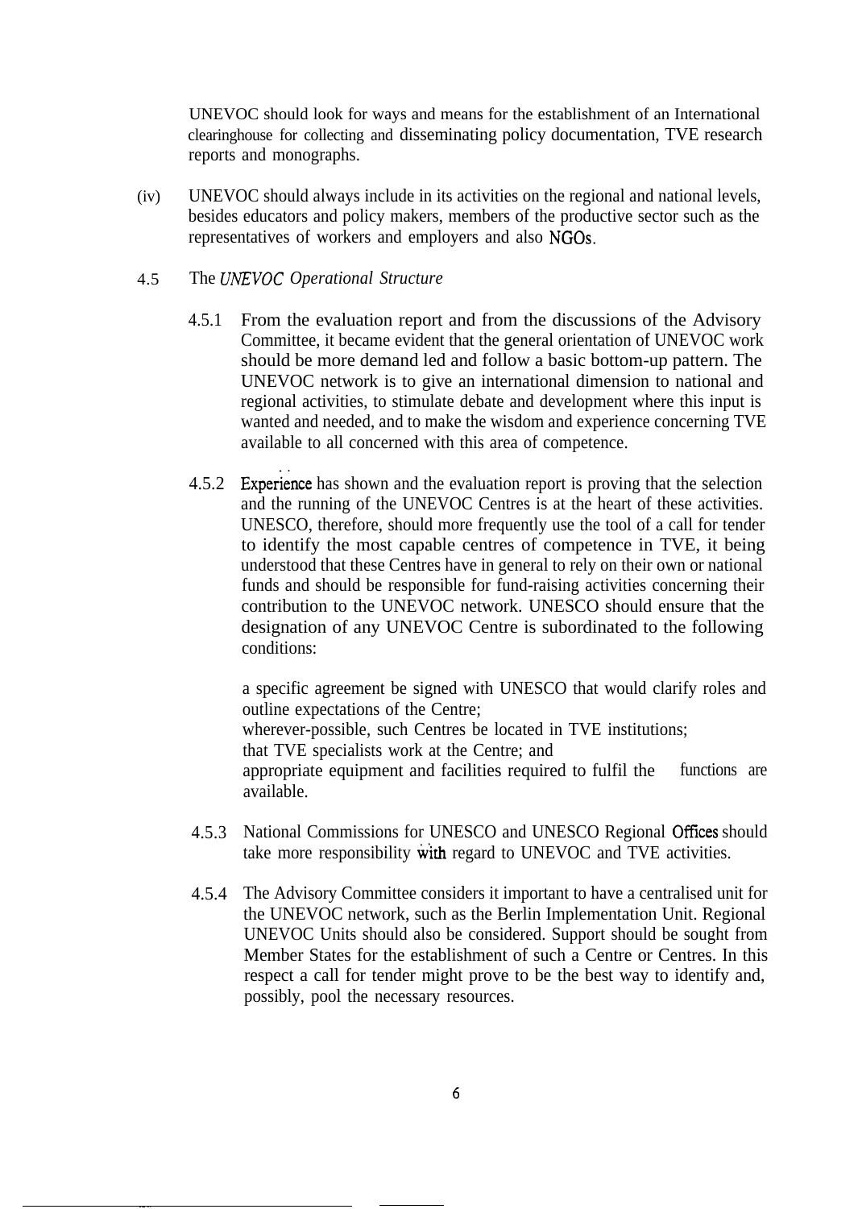UNEVOC should look for ways and means for the establishment of an International clearinghouse for collecting and disseminating policy documentation, TVE research reports and monographs.

(iv) UNEVOC should always include in its activities on the regional and national levels, besides educators and policy makers, members of the productive sector such as the representatives of workers and employers and also NGOs.

4.5 The *UNEVOC Operational Structure*

4.5.1 From the evaluation report and from the discussions of the Advisory Committee, it became evident that the general orientation of UNEVOC work should be more demand led and follow a basic bottom-up pattern. The UNEVOC network is to give an international dimension to national and regional activities, to stimulate debate and development where this input is wanted and needed, and to make the wisdom and experience concerning TVE available to all concerned with this area of competence.

4.5.2 Experience has shown and the evaluation report is proving that the selection and the running of the UNEVOC Centres is at the heart of these activities. UNESCO, therefore, should more frequently use the tool of a call for tender to identify the most capable centres of competence in TVE, it being understood that these Centres have in general to rely on their own or national funds and should be responsible for fund-raising activities concerning their contribution to the UNEVOC network. UNESCO should ensure that the designation of any UNEVOC Centre is subordinated to the following conditions:

a specific agreement be signed with UNESCO that would clarify roles and outline expectations of the Centre;
wherever-possible, such Centres be located in TVE institutions;
that TVE specialists work at the Centre; and
appropriate equipment and facilities required to fulfil the functions are available.

4.5.3 National Commissions for UNESCO and UNESCO Regional Offices should take more responsibility with regard to UNEVOC and TVE activities.

4.5.4 The Advisory Committee considers it important to have a centralised unit for the UNEVOC network, such as the Berlin Implementation Unit. Regional UNEVOC Units should also be considered. Support should be sought from Member States for the establishment of such a Centre or Centres. In this respect a call for tender might prove to be the best way to identify and, possibly, pool the necessary resources.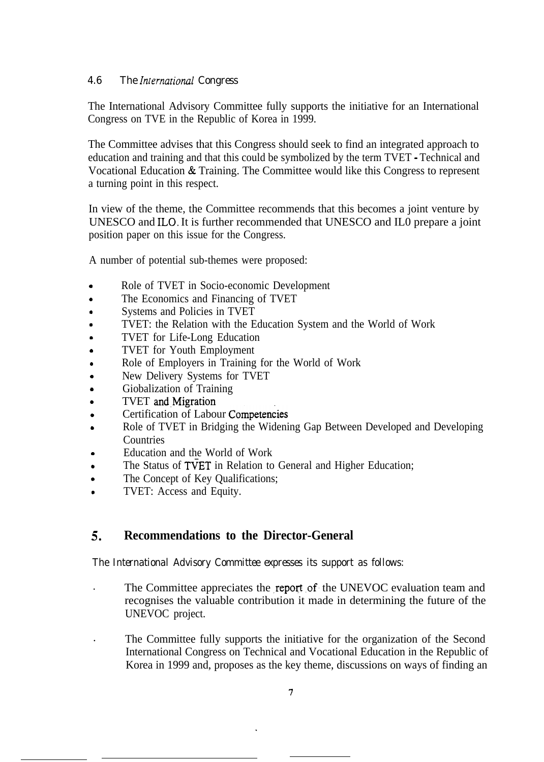### 4.6 The *International* Congress

The International Advisory Committee fully supports the initiative for an International Congress on TVE in the Republic of Korea in 1999.

The Committee advises that this Congress should seek to find an integrated approach to education and training and that this could be symbolized by the term TVET - Technical and Vocational Education & Training. The Committee would like this Congress to represent a turning point in this respect.

In view of the theme, the Committee recommends that this becomes a joint venture by UNESCO and ILO. It is further recommended that UNESCO and IL0 prepare a joint position paper on this issue for the Congress.

A number of potential sub-themes were proposed:

- Role of TVET in Socio-economic Development
- The Economics and Financing of TVET
- Systems and Policies in TVET
- TVET: the Relation with the Education System and the World of Work
- TVET for Life-Long Education
- TVET for Youth Employment
- Role of Employers in Training for the World of Work
- New Delivery Systems for TVET
- Giobalization of Training
- TVET and Migration
- Certification of Labour Competencies
- Role of TVET in Bridging the Widening Gap Between Developed and Developing Countries
- Education and the World of Work
- The Status of TVET in Relation to General and Higher Education;
- The Concept of Key Qualifications;
- TVET: Access and Equity.

## 5. Recommendations to the Director-General

The International Advisory Committee expresses its support as follows:

- The Committee appreciates the report of the UNEVOC evaluation team and recognises the valuable contribution it made in determining the future of the UNEVOC project.
- The Committee fully supports the initiative for the organization of the Second International Congress on Technical and Vocational Education in the Republic of Korea in 1999 and, proposes as the key theme, discussions on ways of finding an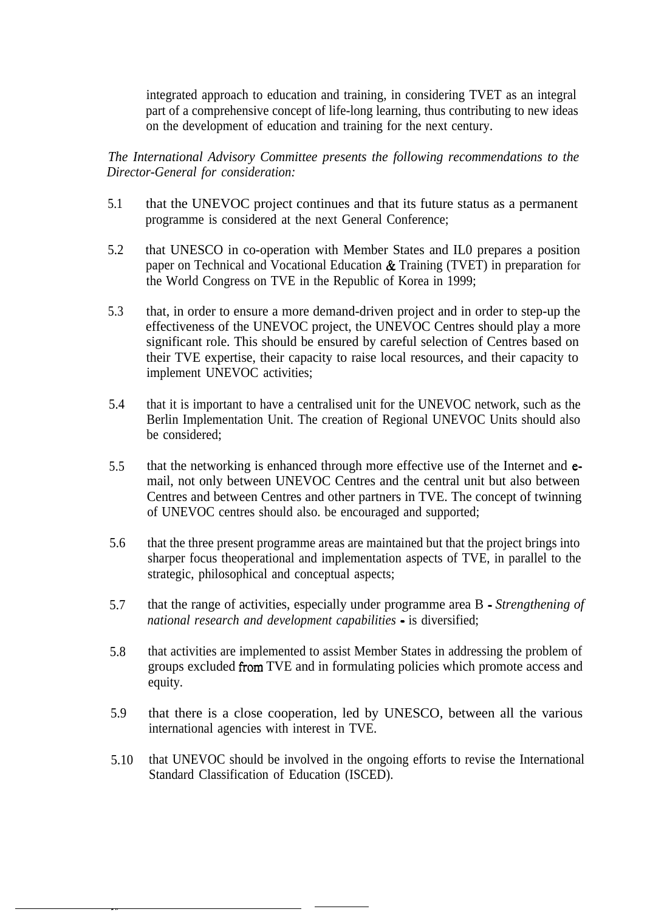integrated approach to education and training, in considering TVET as an integral part of a comprehensive concept of life-long learning, thus contributing to new ideas on the development of education and training for the next century.

*The International Advisory Committee presents the following recommendations to the Director-General for consideration:*

5.1 that the UNEVOC project continues and that its future status as a permanent programme is considered at the next General Conference;

5.2 that UNESCO in co-operation with Member States and IL0 prepares a position paper on Technical and Vocational Education & Training (TVET) in preparation for the World Congress on TVE in the Republic of Korea in 1999;

5.3 that, in order to ensure a more demand-driven project and in order to step-up the effectiveness of the UNEVOC project, the UNEVOC Centres should play a more significant role. This should be ensured by careful selection of Centres based on their TVE expertise, their capacity to raise local resources, and their capacity to implement UNEVOC activities;

5.4 that it is important to have a centralised unit for the UNEVOC network, such as the Berlin Implementation Unit. The creation of Regional UNEVOC Units should also be considered;

5.5 that the networking is enhanced through more effective use of the Internet and e-mail, not only between UNEVOC Centres and the central unit but also between Centres and between Centres and other partners in TVE. The concept of twinning of UNEVOC centres should also. be encouraged and supported;

5.6 that the three present programme areas are maintained but that the project brings into sharper focus theoperational and implementation aspects of TVE, in parallel to the strategic, philosophical and conceptual aspects;

5.7 that the range of activities, especially under programme area B - *Strengthening of national research and development capabilities* - is diversified;

5.8 that activities are implemented to assist Member States in addressing the problem of groups excluded from TVE and in formulating policies which promote access and equity.

5.9 that there is a close cooperation, led by UNESCO, between all the various international agencies with interest in TVE.

5.10 that UNEVOC should be involved in the ongoing efforts to revise the International Standard Classification of Education (ISCED).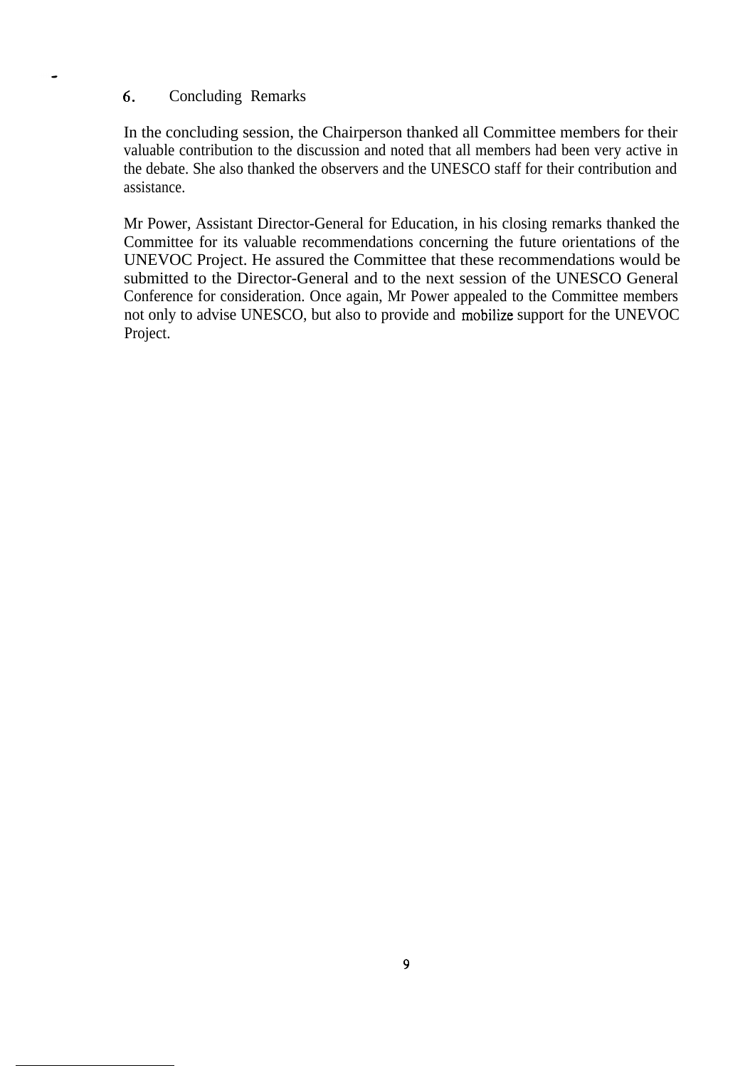## 6. Concluding Remarks

In the concluding session, the Chairperson thanked all Committee members for their valuable contribution to the discussion and noted that all members had been very active in the debate. She also thanked the observers and the UNESCO staff for their contribution and assistance.

Mr Power, Assistant Director-General for Education, in his closing remarks thanked the Committee for its valuable recommendations concerning the future orientations of the UNEVOC Project. He assured the Committee that these recommendations would be submitted to the Director-General and to the next session of the UNESCO General Conference for consideration. Once again, Mr Power appealed to the Committee members not only to advise UNESCO, but also to provide and mobilize support for the UNEVOC Project.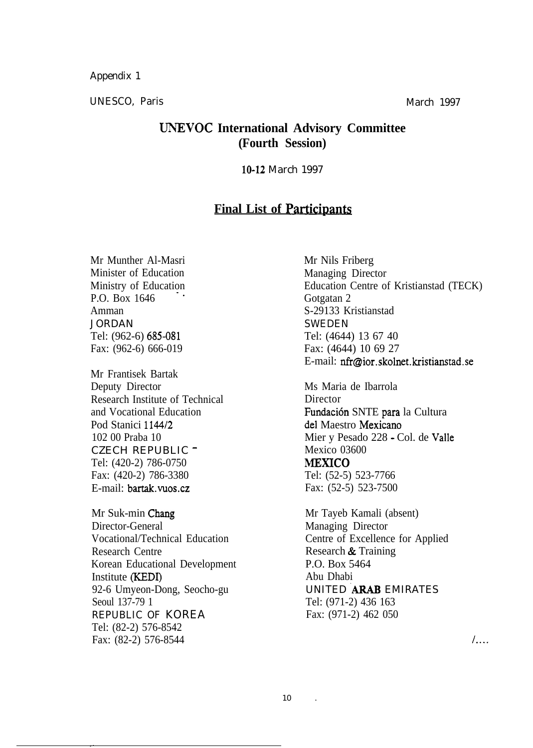Appendix 1

UNESCO, Paris

March 1997

## UNEVOC International Advisory Committee (Fourth Session)

10-12 March 1997

## Final List of Participants

Mr Munther Al-Masri
Minister of Education
Ministry of Education
P.O. Box 1646
Amman
JORDAN
Tel: (962-6) 685-081
Fax: (962-6) 666-019

Mr Frantisek Bartak
Deputy Director
Research Institute of Technical and Vocational Education
Pod Stanici 1144/2
102 00 Praba 10
CZECH REPUBLIC
Tel: (420-2) 786-0750
Fax: (420-2) 786-3380
E-mail: bartak.vuos.cz

Mr Suk-min Chang
Director-General
Vocational/Technical Education Research Centre
Korean Educational Development Institute (KEDI)
92-6 Umyeon-Dong, Seocho-gu
Seoul 137-79 1
REPUBLIC OF KOREA
Tel: (82-2) 576-8542
Fax: (82-2) 576-8544

Mr Nils Friberg
Managing Director
Education Centre of Kristianstad (TECK)
Gotgatan 2
S-29133 Kristianstad
SWEDEN
Tel: (4644) 13 67 40
Fax: (4644) 10 69 27
E-mail: nfr@ior.skolnet.kristianstad.se

Ms Maria de Ibarrola
Director
Fundación SNTE para la Cultura del Maestro Mexicano
Mier y Pesado 228 - Col. de Valle
Mexico 03600
MEXICO
Tel: (52-5) 523-7766
Fax: (52-5) 523-7500

Mr Tayeb Kamali (absent)
Managing Director
Centre of Excellence for Applied Research & Training
P.O. Box 5464
Abu Dhabi
UNITED ARAB EMIRATES
Tel: (971-2) 436 163
Fax: (971-2) 462 050

/....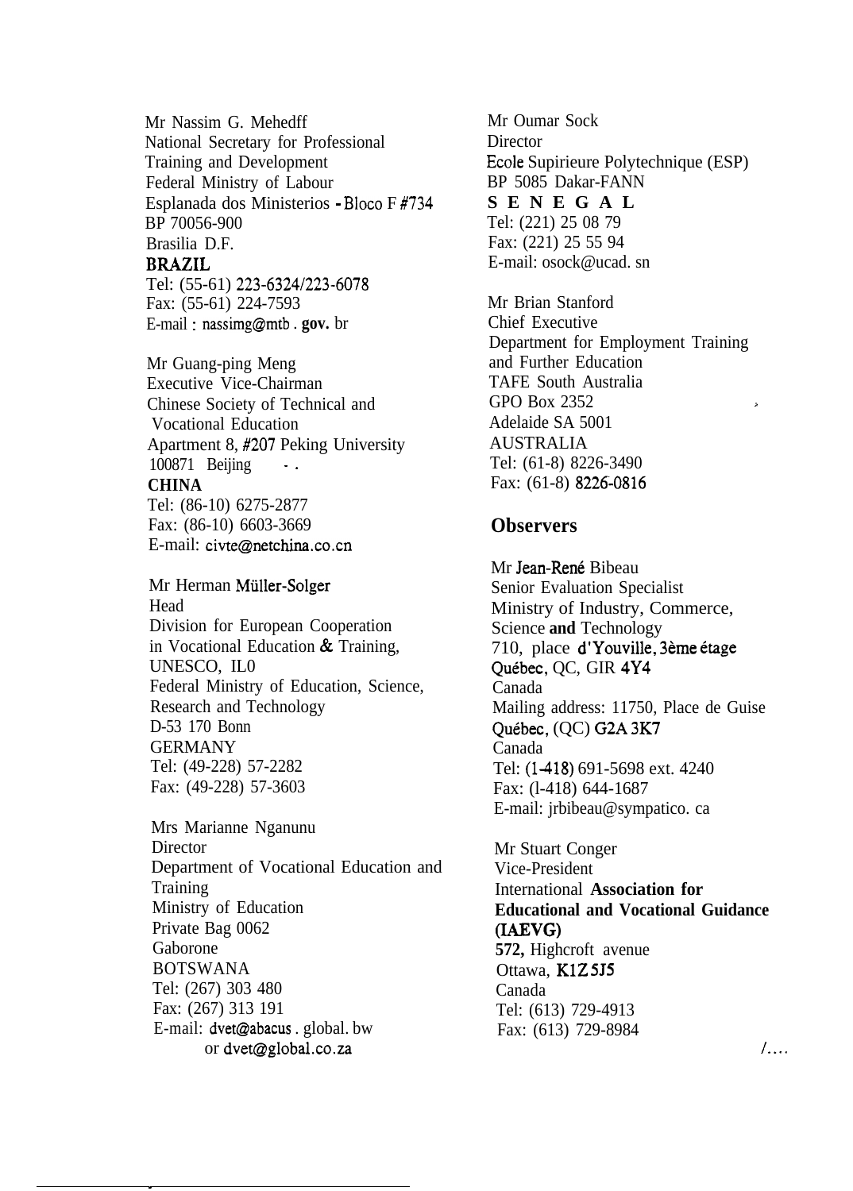Mr Nassim G. Mehedff
National Secretary for Professional Training and Development
Federal Ministry of Labour
Esplanada dos Ministerios - Bloco F #734
BP 70056-900
Brasilia D.F.
**BRAZIL**
Tel: (55-61) 223-6324/223-6078
Fax: (55-61) 224-7593
E-mail : nassimg@mtb . **gov.** br

Mr Guang-ping Meng
Executive Vice-Chairman
Chinese Society of Technical and Vocational Education
Apartment 8, #207 Peking University
100871 Beijing
**CHINA**
Tel: (86-10) 6275-2877
Fax: (86-10) 6603-3669
E-mail: civte@netchina.co.cn

Mr Herman Müller-Solger
Head
Division for European Cooperation in Vocational Education & Training, UNESCO, IL0
Federal Ministry of Education, Science, Research and Technology
D-53 170 Bonn
GERMANY
Tel: (49-228) 57-2282
Fax: (49-228) 57-3603

Mrs Marianne Nganunu
Director
Department of Vocational Education and Training
Ministry of Education
Private Bag 0062
Gaborone
BOTSWANA
Tel: (267) 303 480
Fax: (267) 313 191
E-mail: dvet@abacus . global. bw
or dvet@global.co.za

Mr Oumar Sock
Director
Ecole Supirieure Polytechnique (ESP)
BP 5085 Dakar-FANN
**SENEGAL**
Tel: (221) 25 08 79
Fax: (221) 25 55 94
E-mail: osock@ucad. sn

Mr Brian Stanford
Chief Executive
Department for Employment Training and Further Education
TAFE South Australia
GPO Box 2352
Adelaide SA 5001
AUSTRALIA
Tel: (61-8) 8226-3490
Fax: (61-8) 8226-0816

## Observers

Mr Jean-René Bibeau
Senior Evaluation Specialist
Ministry of Industry, Commerce, Science **and** Technology
710, place d'Youville, 3ème étage
Québec, QC, GIR 4Y4
Canada
Mailing address: 11750, Place de Guise
Québec, (QC) G2A 3K7
Canada
Tel: (1-418) 691-5698 ext. 4240
Fax: (l-418) 644-1687
E-mail: jrbibeau@sympatico. ca

Mr Stuart Conger
Vice-President
International **Association for Educational and Vocational Guidance (IAEVG)**
**572,** Highcroft avenue
Ottawa, K1Z 5J5
Canada
Tel: (613) 729-4913
Fax: (613) 729-8984

/....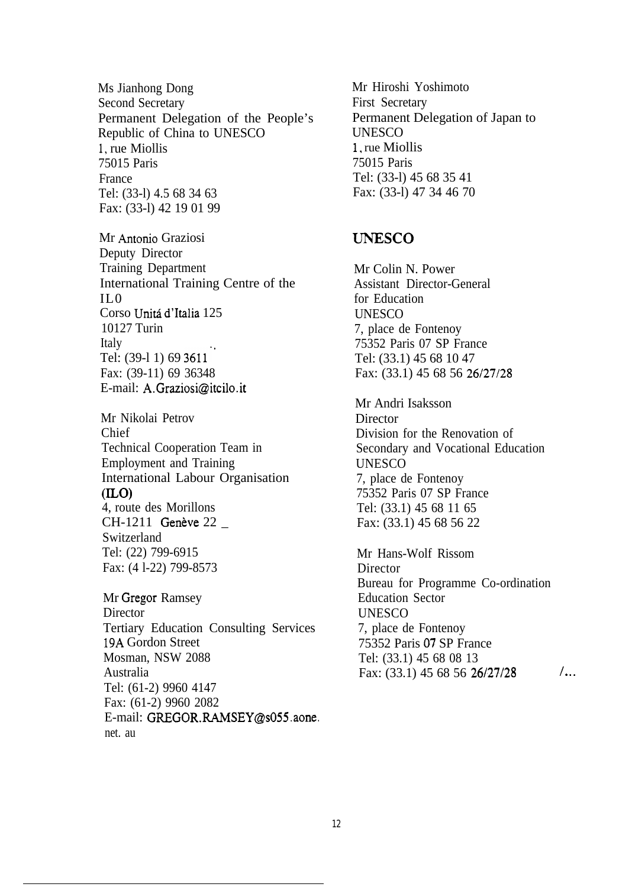Ms Jianhong Dong
Second Secretary
Permanent Delegation of the People's Republic of China to UNESCO
1, rue Miollis
75015 Paris
France
Tel: (33-l) 4.5 68 34 63
Fax: (33-l) 42 19 01 99

Mr Antonio Graziosi
Deputy Director
Training Department
International Training Centre of the IL0
Corso Unitá d'Italia 125
10127 Turin
Italy
Tel: (39-l 1) 69 3611
Fax: (39-11) 69 36348
E-mail: A.Graziosi@itcilo.it

Mr Nikolai Petrov
Chief
Technical Cooperation Team in Employment and Training
International Labour Organisation (ILO)
4, route des Morillons
CH-1211 Genève 22
Switzerland
Tel: (22) 799-6915
Fax: (4 l-22) 799-8573

Mr Gregor Ramsey
Director
Tertiary Education Consulting Services
19A Gordon Street
Mosman, NSW 2088
Australia
Tel: (61-2) 9960 4147
Fax: (61-2) 9960 2082
E-mail: GREGOR.RAMSEY@s055.aone.net. au

Mr Hiroshi Yoshimoto
First Secretary
Permanent Delegation of Japan to UNESCO
1, rue Miollis
75015 Paris
Tel: (33-l) 45 68 35 41
Fax: (33-l) 47 34 46 70

## UNESCO

Mr Colin N. Power
Assistant Director-General for Education
UNESCO
7, place de Fontenoy
75352 Paris 07 SP France
Tel: (33.1) 45 68 10 47
Fax: (33.1) 45 68 56 26/27/28

Mr Andri Isaksson
Director
Division for the Renovation of Secondary and Vocational Education
UNESCO
7, place de Fontenoy
75352 Paris 07 SP France
Tel: (33.1) 45 68 11 65
Fax: (33.1) 45 68 56 22

Mr Hans-Wolf Rissom
Director
Bureau for Programme Co-ordination
Education Sector
UNESCO
7, place de Fontenoy
75352 Paris 07 SP France
Tel: (33.1) 45 68 08 13
Fax: (33.1) 45 68 56 26/27/28

/...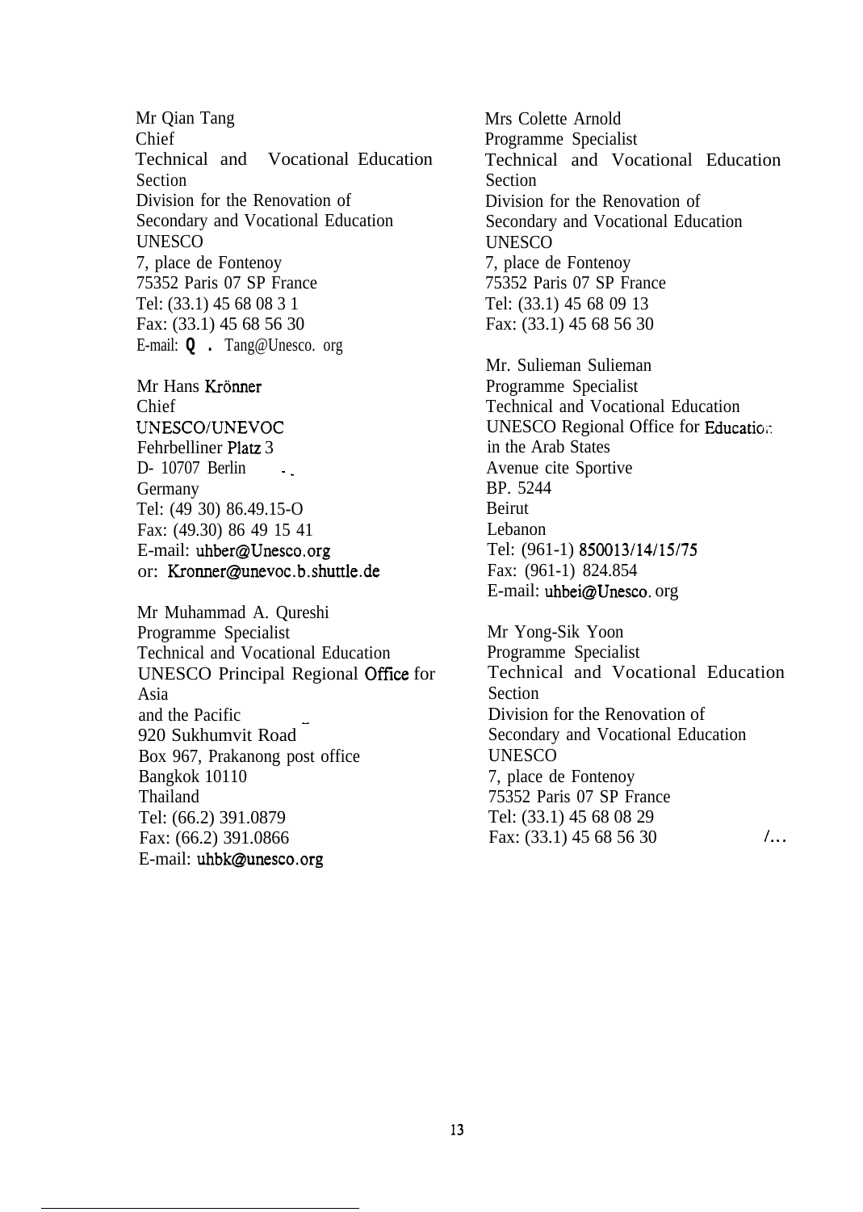Mr Qian Tang
Chief
Technical and Vocational Education Section
Division for the Renovation of Secondary and Vocational Education
UNESCO
7, place de Fontenoy
75352 Paris 07 SP France
Tel: (33.1) 45 68 08 3 1
Fax: (33.1) 45 68 56 30
E-mail: Q . Tang@Unesco. org

Mr Hans Krönner
Chief
UNESCO/UNEVOC
Fehrbelliner Platz 3
D- 10707 Berlin
Germany
Tel: (49 30) 86.49.15-O
Fax: (49.30) 86 49 15 41
E-mail: uhber@Unesco.org
or: Kronner@unevoc.b.shuttle.de

Mr Muhammad A. Qureshi
Programme Specialist
Technical and Vocational Education
UNESCO Principal Regional Office for Asia
and the Pacific
920 Sukhumvit Road
Box 967, Prakanong post office
Bangkok 10110
Thailand
Tel: (66.2) 391.0879
Fax: (66.2) 391.0866
E-mail: uhbk@unesco.org

Mrs Colette Arnold
Programme Specialist
Technical and Vocational Education Section
Division for the Renovation of Secondary and Vocational Education
UNESCO
7, place de Fontenoy
75352 Paris 07 SP France
Tel: (33.1) 45 68 09 13
Fax: (33.1) 45 68 56 30

Mr. Sulieman Sulieman
Programme Specialist
Technical and Vocational Education
UNESCO Regional Office for Education in the Arab States
Avenue cite Sportive
BP. 5244
Beirut
Lebanon
Tel: (961-1) 850013/14/15/75
Fax: (961-1) 824.854
E-mail: uhbei@Unesco. org

Mr Yong-Sik Yoon
Programme Specialist
Technical and Vocational Education Section
Division for the Renovation of Secondary and Vocational Education
UNESCO
7, place de Fontenoy
75352 Paris 07 SP France
Tel: (33.1) 45 68 08 29
Fax: (33.1) 45 68 56 30

/...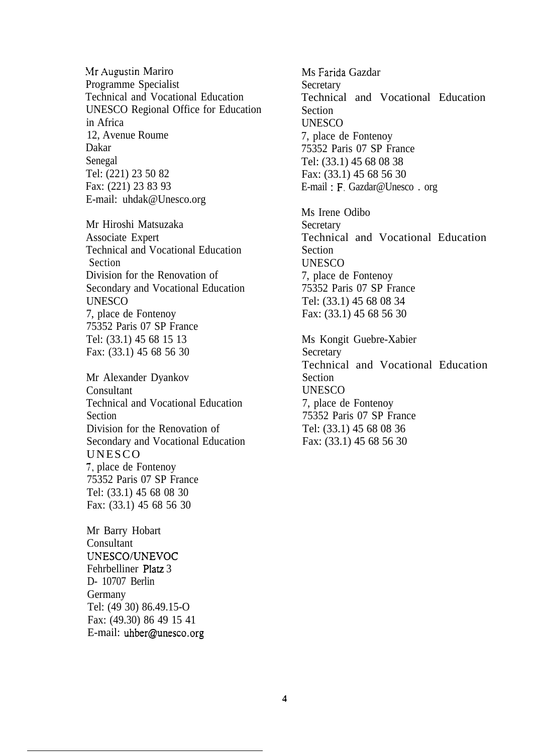Mr Augustin Mariro
Programme Specialist
Technical and Vocational Education
UNESCO Regional Office for Education in Africa
12, Avenue Roume
Dakar
Senegal
Tel: (221) 23 50 82
Fax: (221) 23 83 93
E-mail: uhdak@Unesco.org

Mr Hiroshi Matsuzaka
Associate Expert
Technical and Vocational Education Section
Division for the Renovation of Secondary and Vocational Education
UNESCO
7, place de Fontenoy
75352 Paris 07 SP France
Tel: (33.1) 45 68 15 13
Fax: (33.1) 45 68 56 30

Mr Alexander Dyankov
Consultant
Technical and Vocational Education Section
Division for the Renovation of Secondary and Vocational Education
UNESCO
7, place de Fontenoy
75352 Paris 07 SP France
Tel: (33.1) 45 68 08 30
Fax: (33.1) 45 68 56 30

Mr Barry Hobart
Consultant
UNESCO/UNEVOC
Fehrbelliner Platz 3
D- 10707 Berlin
Germany
Tel: (49 30) 86.49.15-O
Fax: (49.30) 86 49 15 41
E-mail: uhber@unesco.org

Ms Farida Gazdar
Secretary
Technical and Vocational Education Section
UNESCO
7, place de Fontenoy
75352 Paris 07 SP France
Tel: (33.1) 45 68 08 38
Fax: (33.1) 45 68 56 30
E-mail : F. Gazdar@Unesco . org

Ms Irene Odibo
Secretary
Technical and Vocational Education Section
UNESCO
7, place de Fontenoy
75352 Paris 07 SP France
Tel: (33.1) 45 68 08 34
Fax: (33.1) 45 68 56 30

Ms Kongit Guebre-Xabier
Secretary
Technical and Vocational Education Section
UNESCO
7, place de Fontenoy
75352 Paris 07 SP France
Tel: (33.1) 45 68 08 36
Fax: (33.1) 45 68 56 30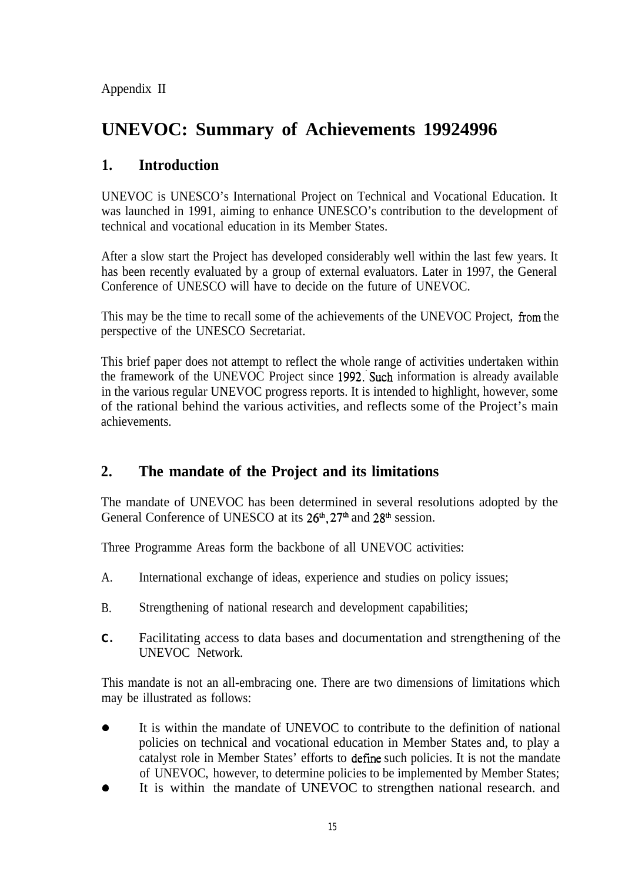Appendix II

# UNEVOC: Summary of Achievements 19924996

## 1. Introduction

UNEVOC is UNESCO's International Project on Technical and Vocational Education. It was launched in 1991, aiming to enhance UNESCO's contribution to the development of technical and vocational education in its Member States.

After a slow start the Project has developed considerably well within the last few years. It has been recently evaluated by a group of external evaluators. Later in 1997, the General Conference of UNESCO will have to decide on the future of UNEVOC.

This may be the time to recall some of the achievements of the UNEVOC Project, from the perspective of the UNESCO Secretariat.

This brief paper does not attempt to reflect the whole range of activities undertaken within the framework of the UNEVOC Project since 1992. Such information is already available in the various regular UNEVOC progress reports. It is intended to highlight, however, some of the rational behind the various activities, and reflects some of the Project's main achievements.

## 2. The mandate of the Project and its limitations

The mandate of UNEVOC has been determined in several resolutions adopted by the General Conference of UNESCO at its 26th, 27th and 28th session.

Three Programme Areas form the backbone of all UNEVOC activities:

A. International exchange of ideas, experience and studies on policy issues;

B. Strengthening of national research and development capabilities;

C. Facilitating access to data bases and documentation and strengthening of the UNEVOC Network.

This mandate is not an all-embracing one. There are two dimensions of limitations which may be illustrated as follows:

- It is within the mandate of UNEVOC to contribute to the definition of national policies on technical and vocational education in Member States and, to play a catalyst role in Member States' efforts to define such policies. It is not the mandate of UNEVOC, however, to determine policies to be implemented by Member States;
- It is within the mandate of UNEVOC to strengthen national research. and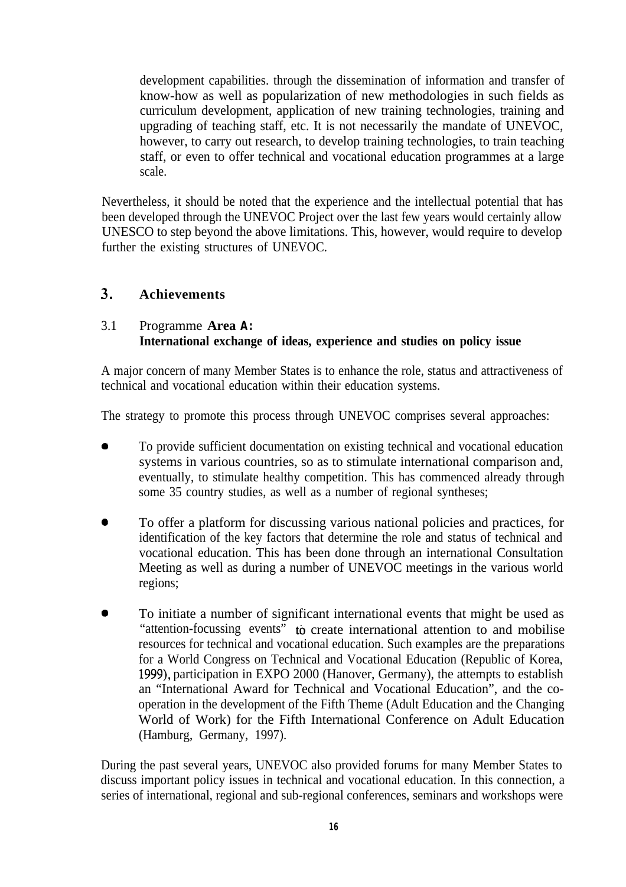development capabilities. through the dissemination of information and transfer of know-how as well as popularization of new methodologies in such fields as curriculum development, application of new training technologies, training and upgrading of teaching staff, etc. It is not necessarily the mandate of UNEVOC, however, to carry out research, to develop training technologies, to train teaching staff, or even to offer technical and vocational education programmes at a large scale.

Nevertheless, it should be noted that the experience and the intellectual potential that has been developed through the UNEVOC Project over the last few years would certainly allow UNESCO to step beyond the above limitations. This, however, would require to develop further the existing structures of UNEVOC.

## 3. Achievements

### 3.1 Programme Area A: International exchange of ideas, experience and studies on policy issue

A major concern of many Member States is to enhance the role, status and attractiveness of technical and vocational education within their education systems.

The strategy to promote this process through UNEVOC comprises several approaches:

- To provide sufficient documentation on existing technical and vocational education systems in various countries, so as to stimulate international comparison and, eventually, to stimulate healthy competition. This has commenced already through some 35 country studies, as well as a number of regional syntheses;

- To offer a platform for discussing various national policies and practices, for identification of the key factors that determine the role and status of technical and vocational education. This has been done through an international Consultation Meeting as well as during a number of UNEVOC meetings in the various world regions;

- To initiate a number of significant international events that might be used as "attention-focussing events" to create international attention to and mobilise resources for technical and vocational education. Such examples are the preparations for a World Congress on Technical and Vocational Education (Republic of Korea, 1999), participation in EXPO 2000 (Hanover, Germany), the attempts to establish an "International Award for Technical and Vocational Education", and the co-operation in the development of the Fifth Theme (Adult Education and the Changing World of Work) for the Fifth International Conference on Adult Education (Hamburg, Germany, 1997).

During the past several years, UNEVOC also provided forums for many Member States to discuss important policy issues in technical and vocational education. In this connection, a series of international, regional and sub-regional conferences, seminars and workshops were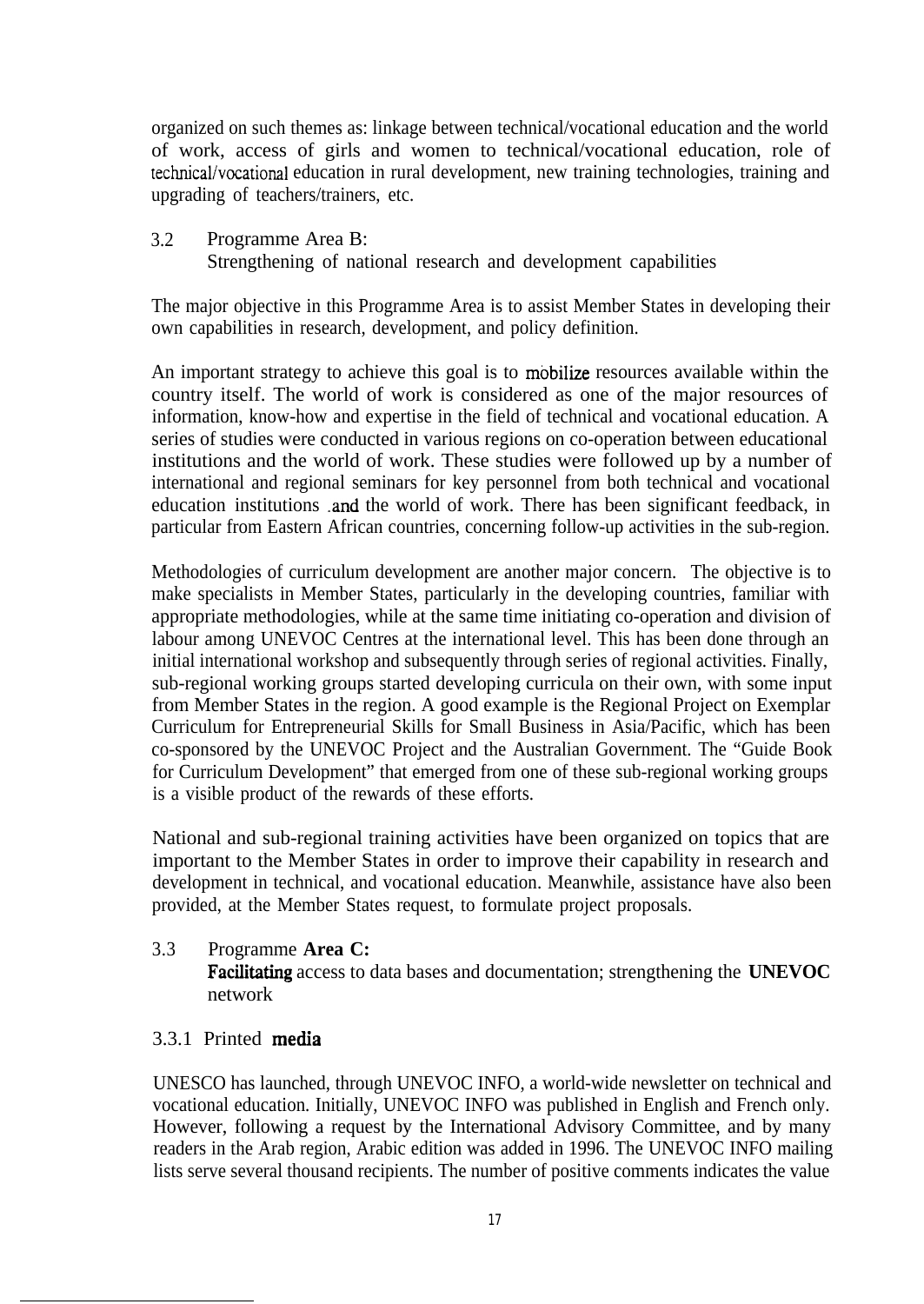organized on such themes as: linkage between technical/vocational education and the world of work, access of girls and women to technical/vocational education, role of technical/vocational education in rural development, new training technologies, training and upgrading of teachers/trainers, etc.

### 3.2 Programme Area B: Strengthening of national research and development capabilities

The major objective in this Programme Area is to assist Member States in developing their own capabilities in research, development, and policy definition.

An important strategy to achieve this goal is to mobilize resources available within the country itself. The world of work is considered as one of the major resources of information, know-how and expertise in the field of technical and vocational education. A series of studies were conducted in various regions on co-operation between educational institutions and the world of work. These studies were followed up by a number of international and regional seminars for key personnel from both technical and vocational education institutions and the world of work. There has been significant feedback, in particular from Eastern African countries, concerning follow-up activities in the sub-region.

Methodologies of curriculum development are another major concern. The objective is to make specialists in Member States, particularly in the developing countries, familiar with appropriate methodologies, while at the same time initiating co-operation and division of labour among UNEVOC Centres at the international level. This has been done through an initial international workshop and subsequently through series of regional activities. Finally, sub-regional working groups started developing curricula on their own, with some input from Member States in the region. A good example is the Regional Project on Exemplar Curriculum for Entrepreneurial Skills for Small Business in Asia/Pacific, which has been co-sponsored by the UNEVOC Project and the Australian Government. The "Guide Book for Curriculum Development" that emerged from one of these sub-regional working groups is a visible product of the rewards of these efforts.

National and sub-regional training activities have been organized on topics that are important to the Member States in order to improve their capability in research and development in technical, and vocational education. Meanwhile, assistance have also been provided, at the Member States request, to formulate project proposals.

### 3.3 Programme **Area C:** **Facilitating** access to data bases and documentation; strengthening the **UNEVOC** network

#### 3.3.1 Printed **media**

UNESCO has launched, through UNEVOC INFO, a world-wide newsletter on technical and vocational education. Initially, UNEVOC INFO was published in English and French only. However, following a request by the International Advisory Committee, and by many readers in the Arab region, Arabic edition was added in 1996. The UNEVOC INFO mailing lists serve several thousand recipients. The number of positive comments indicates the value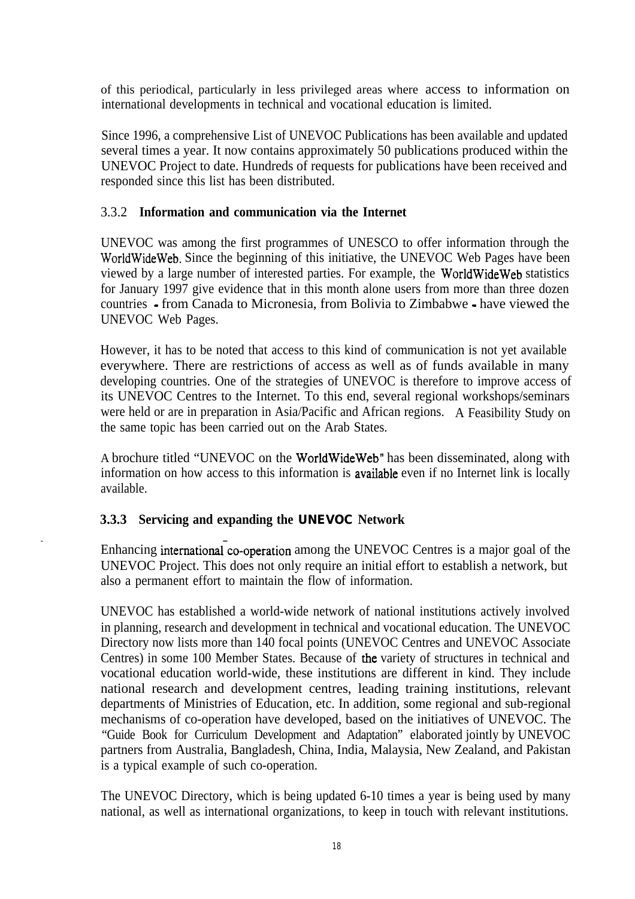of this periodical, particularly in less privileged areas where access to information on international developments in technical and vocational education is limited.

Since 1996, a comprehensive List of UNEVOC Publications has been available and updated several times a year. It now contains approximately 50 publications produced within the UNEVOC Project to date. Hundreds of requests for publications have been received and responded since this list has been distributed.

### 3.3.2 Information and communication via the Internet

UNEVOC was among the first programmes of UNESCO to offer information through the WorldWideWeb. Since the beginning of this initiative, the UNEVOC Web Pages have been viewed by a large number of interested parties. For example, the WorldWideWeb statistics for January 1997 give evidence that in this month alone users from more than three dozen countries - from Canada to Micronesia, from Bolivia to Zimbabwe - have viewed the UNEVOC Web Pages.

However, it has to be noted that access to this kind of communication is not yet available everywhere. There are restrictions of access as well as of funds available in many developing countries. One of the strategies of UNEVOC is therefore to improve access of its UNEVOC Centres to the Internet. To this end, several regional workshops/seminars were held or are in preparation in Asia/Pacific and African regions. A Feasibility Study on the same topic has been carried out on the Arab States.

A brochure titled "UNEVOC on the WorldWideWeb" has been disseminated, along with information on how access to this information is available even if no Internet link is locally available.

### 3.3.3 Servicing and expanding the UNEVOC Network

Enhancing international co-operation among the UNEVOC Centres is a major goal of the UNEVOC Project. This does not only require an initial effort to establish a network, but also a permanent effort to maintain the flow of information.

UNEVOC has established a world-wide network of national institutions actively involved in planning, research and development in technical and vocational education. The UNEVOC Directory now lists more than 140 focal points (UNEVOC Centres and UNEVOC Associate Centres) in some 100 Member States. Because of the variety of structures in technical and vocational education world-wide, these institutions are different in kind. They include national research and development centres, leading training institutions, relevant departments of Ministries of Education, etc. In addition, some regional and sub-regional mechanisms of co-operation have developed, based on the initiatives of UNEVOC. The "Guide Book for Curriculum Development and Adaptation" elaborated jointly by UNEVOC partners from Australia, Bangladesh, China, India, Malaysia, New Zealand, and Pakistan is a typical example of such co-operation.

The UNEVOC Directory, which is being updated 6-10 times a year is being used by many national, as well as international organizations, to keep in touch with relevant institutions.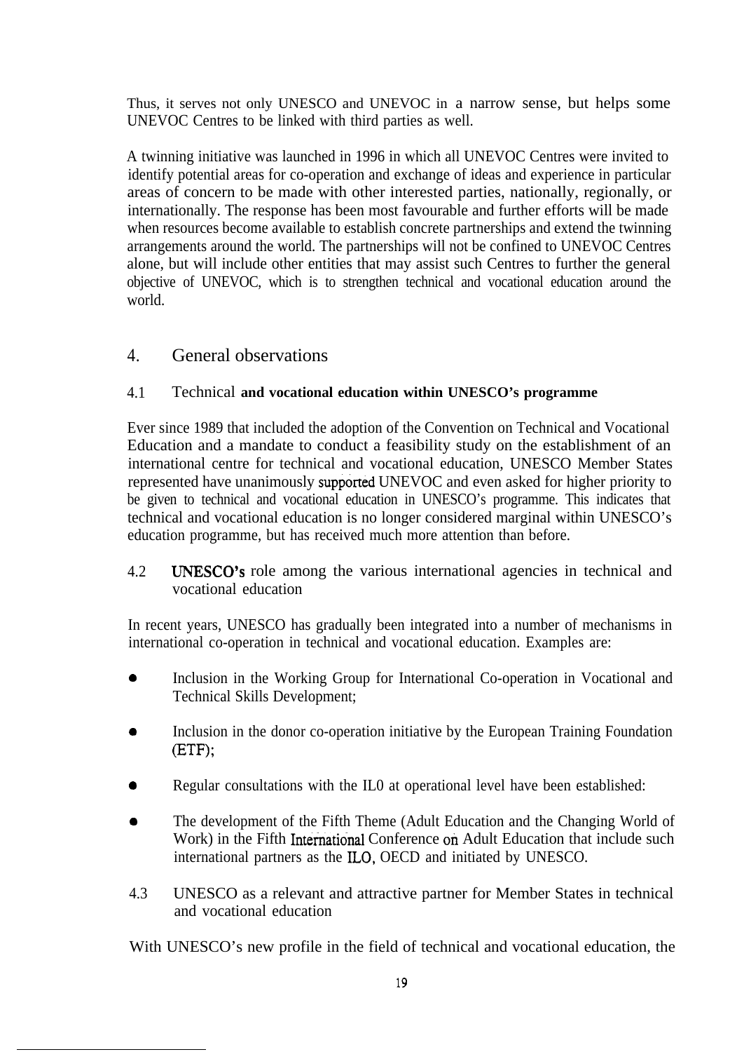Thus, it serves not only UNESCO and UNEVOC in a narrow sense, but helps some UNEVOC Centres to be linked with third parties as well.

A twinning initiative was launched in 1996 in which all UNEVOC Centres were invited to identify potential areas for co-operation and exchange of ideas and experience in particular areas of concern to be made with other interested parties, nationally, regionally, or internationally. The response has been most favourable and further efforts will be made when resources become available to establish concrete partnerships and extend the twinning arrangements around the world. The partnerships will not be confined to UNEVOC Centres alone, but will include other entities that may assist such Centres to further the general objective of UNEVOC, which is to strengthen technical and vocational education around the world.

## 4. General observations

### 4.1 Technical **and vocational education within UNESCO's programme**

Ever since 1989 that included the adoption of the Convention on Technical and Vocational Education and a mandate to conduct a feasibility study on the establishment of an international centre for technical and vocational education, UNESCO Member States represented have unanimously supported UNEVOC and even asked for higher priority to be given to technical and vocational education in UNESCO's programme. This indicates that technical and vocational education is no longer considered marginal within UNESCO's education programme, but has received much more attention than before.

### 4.2 UNESCO's role among the various international agencies in technical and vocational education

In recent years, UNESCO has gradually been integrated into a number of mechanisms in international co-operation in technical and vocational education. Examples are:

- Inclusion in the Working Group for International Co-operation in Vocational and Technical Skills Development;
- Inclusion in the donor co-operation initiative by the European Training Foundation (ETF);
- Regular consultations with the IL0 at operational level have been established:
- The development of the Fifth Theme (Adult Education and the Changing World of Work) in the Fifth International Conference on Adult Education that include such international partners as the ILO, OECD and initiated by UNESCO.

### 4.3 UNESCO as a relevant and attractive partner for Member States in technical and vocational education

With UNESCO's new profile in the field of technical and vocational education, the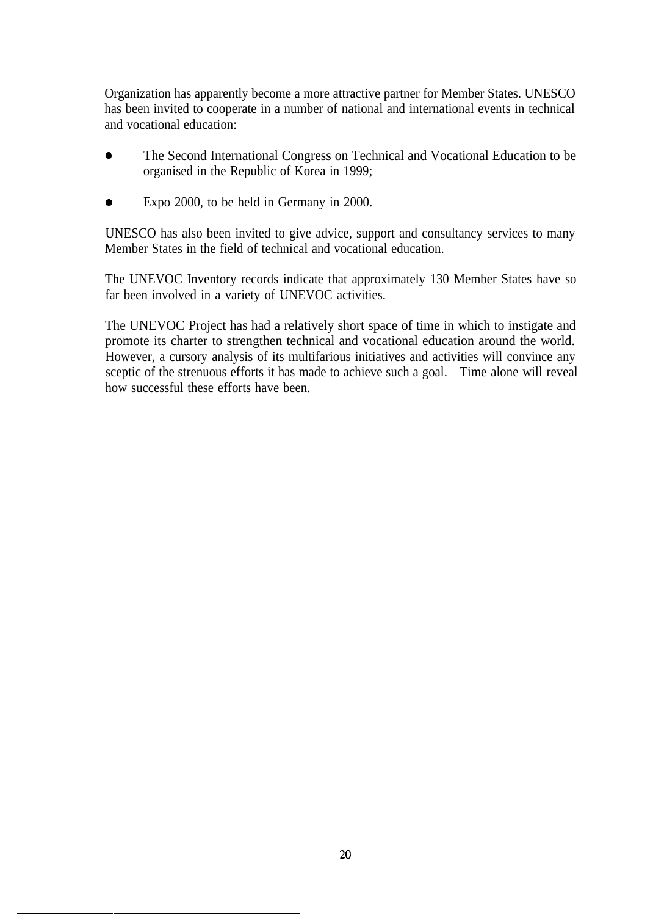Organization has apparently become a more attractive partner for Member States. UNESCO has been invited to cooperate in a number of national and international events in technical and vocational education:

- The Second International Congress on Technical and Vocational Education to be organised in the Republic of Korea in 1999;
- Expo 2000, to be held in Germany in 2000.

UNESCO has also been invited to give advice, support and consultancy services to many Member States in the field of technical and vocational education.

The UNEVOC Inventory records indicate that approximately 130 Member States have so far been involved in a variety of UNEVOC activities.

The UNEVOC Project has had a relatively short space of time in which to instigate and promote its charter to strengthen technical and vocational education around the world. However, a cursory analysis of its multifarious initiatives and activities will convince any sceptic of the strenuous efforts it has made to achieve such a goal. Time alone will reveal how successful these efforts have been.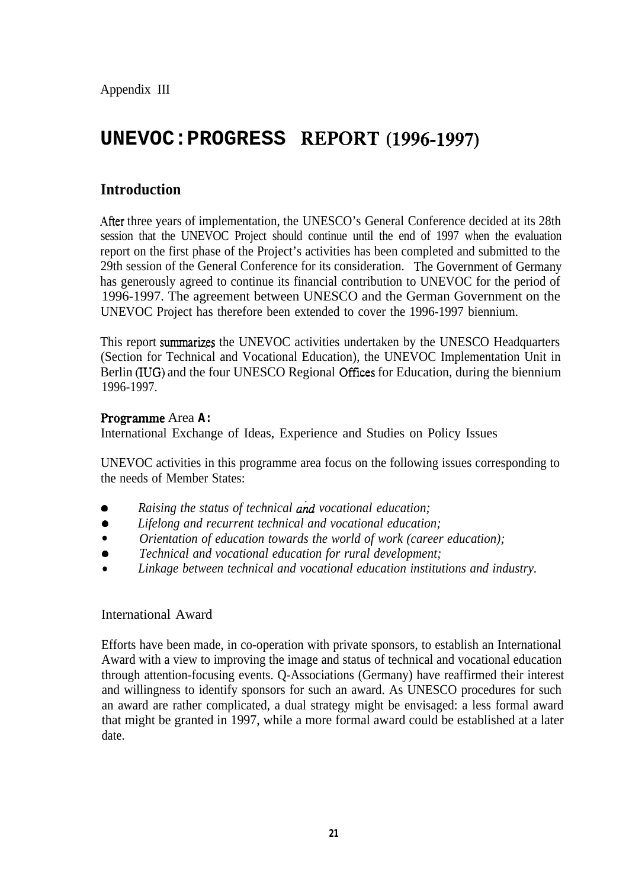Appendix III

# UNEVOC: PROGRESS REPORT (1996-1997)

## Introduction

After three years of implementation, the UNESCO's General Conference decided at its 28th session that the UNEVOC Project should continue until the end of 1997 when the evaluation report on the first phase of the Project's activities has been completed and submitted to the 29th session of the General Conference for its consideration. The Government of Germany has generously agreed to continue its financial contribution to UNEVOC for the period of 1996-1997. The agreement between UNESCO and the German Government on the UNEVOC Project has therefore been extended to cover the 1996-1997 biennium.

This report summarizes the UNEVOC activities undertaken by the UNESCO Headquarters (Section for Technical and Vocational Education), the UNEVOC Implementation Unit in Berlin (IUG) and the four UNESCO Regional Offices for Education, during the biennium 1996-1997.

**Programme Area A:**
International Exchange of Ideas, Experience and Studies on Policy Issues

UNEVOC activities in this programme area focus on the following issues corresponding to the needs of Member States:

- *Raising the status of technical and vocational education;*
- *Lifelong and recurrent technical and vocational education;*
- *Orientation of education towards the world of work (career education);*
- *Technical and vocational education for rural development;*
- *Linkage between technical and vocational education institutions and industry.*

International Award

Efforts have been made, in co-operation with private sponsors, to establish an International Award with a view to improving the image and status of technical and vocational education through attention-focusing events. Q-Associations (Germany) have reaffirmed their interest and willingness to identify sponsors for such an award. As UNESCO procedures for such an award are rather complicated, a dual strategy might be envisaged: a less formal award that might be granted in 1997, while a more formal award could be established at a later date.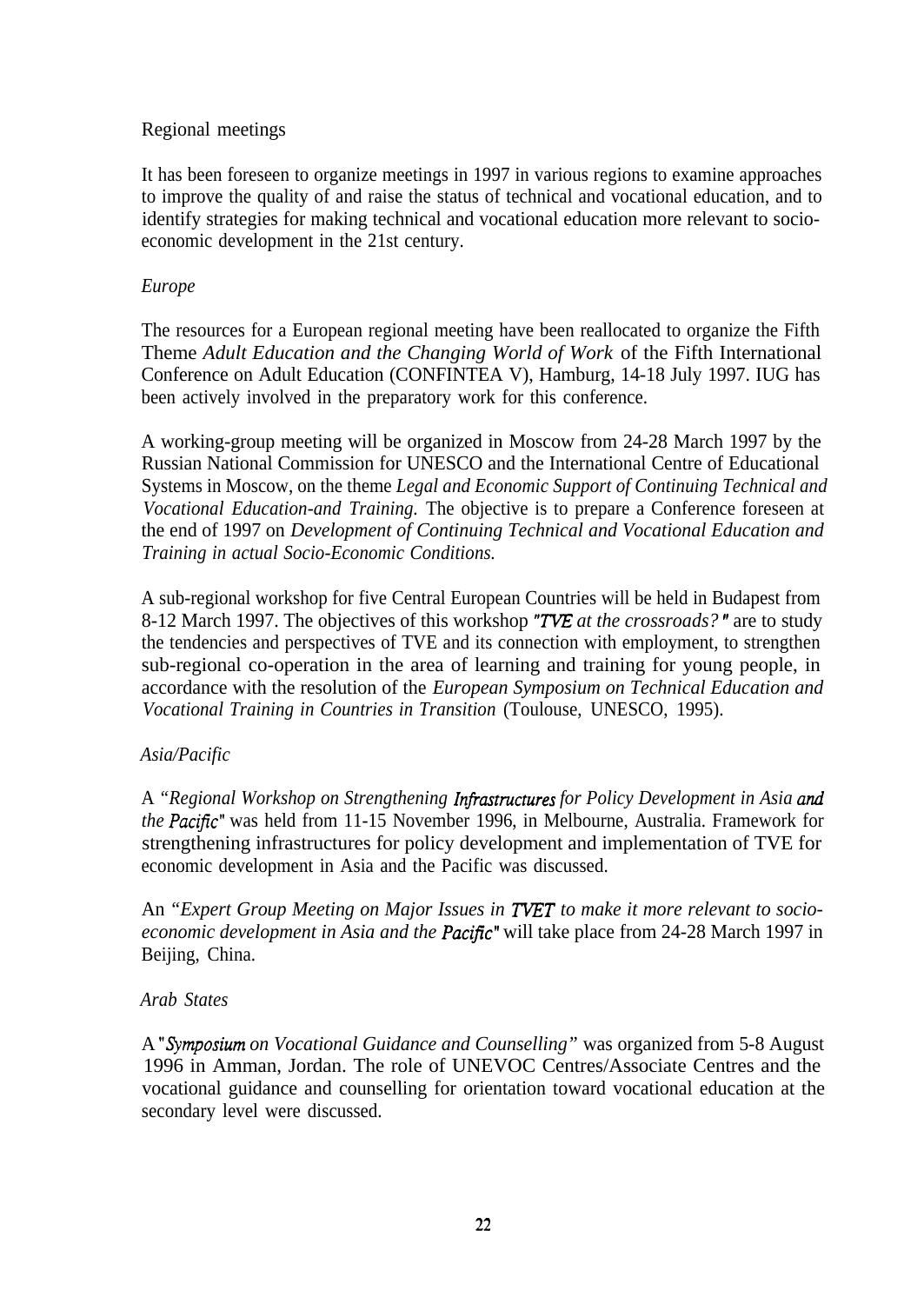## Regional meetings

It has been foreseen to organize meetings in 1997 in various regions to examine approaches to improve the quality of and raise the status of technical and vocational education, and to identify strategies for making technical and vocational education more relevant to socio-economic development in the 21st century.

### *Europe*

The resources for a European regional meeting have been reallocated to organize the Fifth Theme *Adult Education and the Changing World of Work* of the Fifth International Conference on Adult Education (CONFINTEA V), Hamburg, 14-18 July 1997. IUG has been actively involved in the preparatory work for this conference.

A working-group meeting will be organized in Moscow from 24-28 March 1997 by the Russian National Commission for UNESCO and the International Centre of Educational Systems in Moscow, on the theme *Legal and Economic Support of Continuing Technical and Vocational Education-and Training.* The objective is to prepare a Conference foreseen at the end of 1997 on *Development of Continuing Technical and Vocational Education and Training in actual Socio-Economic Conditions.*

A sub-regional workshop for five Central European Countries will be held in Budapest from 8-12 March 1997. The objectives of this workshop *"TVE at the crossroads?"* are to study the tendencies and perspectives of TVE and its connection with employment, to strengthen sub-regional co-operation in the area of learning and training for young people, in accordance with the resolution of the *European Symposium on Technical Education and Vocational Training in Countries in Transition* (Toulouse, UNESCO, 1995).

### *Asia/Pacific*

A *"Regional Workshop on Strengthening Infrastructures for Policy Development in Asia and the Pacific"* was held from 11-15 November 1996, in Melbourne, Australia. Framework for strengthening infrastructures for policy development and implementation of TVE for economic development in Asia and the Pacific was discussed.

An *"Expert Group Meeting on Major Issues in TVET to make it more relevant to socio-economic development in Asia and the Pacific"* will take place from 24-28 March 1997 in Beijing, China.

### *Arab States*

A *"Symposium on Vocational Guidance and Counselling"* was organized from 5-8 August 1996 in Amman, Jordan. The role of UNEVOC Centres/Associate Centres and the vocational guidance and counselling for orientation toward vocational education at the secondary level were discussed.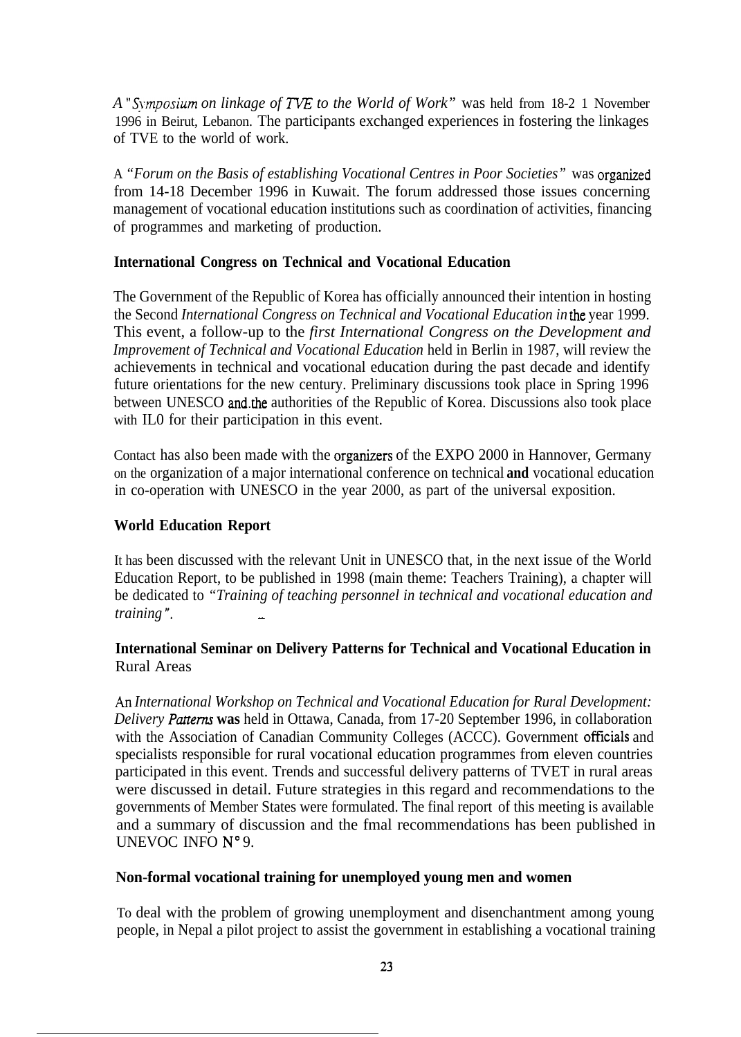*A "Symposium on linkage of TVE to the World of Work"* was held from 18-2 1 November 1996 in Beirut, Lebanon. The participants exchanged experiences in fostering the linkages of TVE to the world of work.

A *"Forum on the Basis of establishing Vocational Centres in Poor Societies"* was organized from 14-18 December 1996 in Kuwait. The forum addressed those issues concerning management of vocational education institutions such as coordination of activities, financing of programmes and marketing of production.

**International Congress on Technical and Vocational Education**

The Government of the Republic of Korea has officially announced their intention in hosting the Second *International Congress on Technical and Vocational Education in* the year 1999. This event, a follow-up to the *first International Congress on the Development and Improvement of Technical and Vocational Education* held in Berlin in 1987, will review the achievements in technical and vocational education during the past decade and identify future orientations for the new century. Preliminary discussions took place in Spring 1996 between UNESCO and the authorities of the Republic of Korea. Discussions also took place with IL0 for their participation in this event.

Contact has also been made with the organizers of the EXPO 2000 in Hannover, Germany on the organization of a major international conference on technical **and** vocational education in co-operation with UNESCO in the year 2000, as part of the universal exposition.

**World Education Report**

It has been discussed with the relevant Unit in UNESCO that, in the next issue of the World Education Report, to be published in 1998 (main theme: Teachers Training), a chapter will be dedicated to *"Training of teaching personnel in technical and vocational education and training"*.

**International Seminar on Delivery Patterns for Technical and Vocational Education in** Rural Areas

An *International Workshop on Technical and Vocational Education for Rural Development: Delivery Patterns* **was** held in Ottawa, Canada, from 17-20 September 1996, in collaboration with the Association of Canadian Community Colleges (ACCC). Government officials and specialists responsible for rural vocational education programmes from eleven countries participated in this event. Trends and successful delivery patterns of TVET in rural areas were discussed in detail. Future strategies in this regard and recommendations to the governments of Member States were formulated. The final report of this meeting is available and a summary of discussion and the fmal recommendations has been published in UNEVOC INFO N° 9.

**Non-formal vocational training for unemployed young men and women**

To deal with the problem of growing unemployment and disenchantment among young people, in Nepal a pilot project to assist the government in establishing a vocational training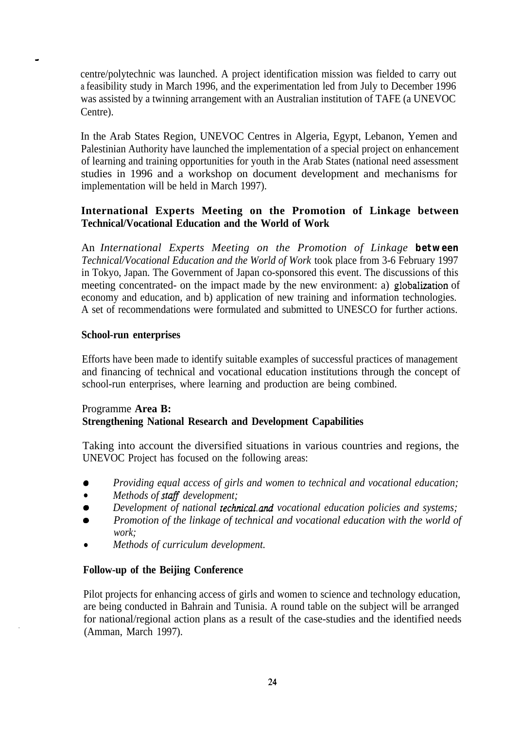centre/polytechnic was launched. A project identification mission was fielded to carry out a feasibility study in March 1996, and the experimentation led from July to December 1996 was assisted by a twinning arrangement with an Australian institution of TAFE (a UNEVOC Centre).

In the Arab States Region, UNEVOC Centres in Algeria, Egypt, Lebanon, Yemen and Palestinian Authority have launched the implementation of a special project on enhancement of learning and training opportunities for youth in the Arab States (national need assessment studies in 1996 and a workshop on document development and mechanisms for implementation will be held in March 1997).

**International Experts Meeting on the Promotion of Linkage between Technical/Vocational Education and the World of Work**

An *International Experts Meeting on the Promotion of Linkage* **between** *Technical/Vocational Education and the World of Work* took place from 3-6 February 1997 in Tokyo, Japan. The Government of Japan co-sponsored this event. The discussions of this meeting concentrated- on the impact made by the new environment: a) globalization of economy and education, and b) application of new training and information technologies. A set of recommendations were formulated and submitted to UNESCO for further actions.

**School-run enterprises**

Efforts have been made to identify suitable examples of successful practices of management and financing of technical and vocational education institutions through the concept of school-run enterprises, where learning and production are being combined.

Programme **Area B:**
**Strengthening National Research and Development Capabilities**

Taking into account the diversified situations in various countries and regions, the UNEVOC Project has focused on the following areas:

- *Providing equal access of girls and women to technical and vocational education;*
- *Methods of staff development;*
- *Development of national technical and vocational education policies and systems;*
- *Promotion of the linkage of technical and vocational education with the world of work;*
- *Methods of curriculum development.*

**Follow-up of the Beijing Conference**

Pilot projects for enhancing access of girls and women to science and technology education, are being conducted in Bahrain and Tunisia. A round table on the subject will be arranged for national/regional action plans as a result of the case-studies and the identified needs (Amman, March 1997).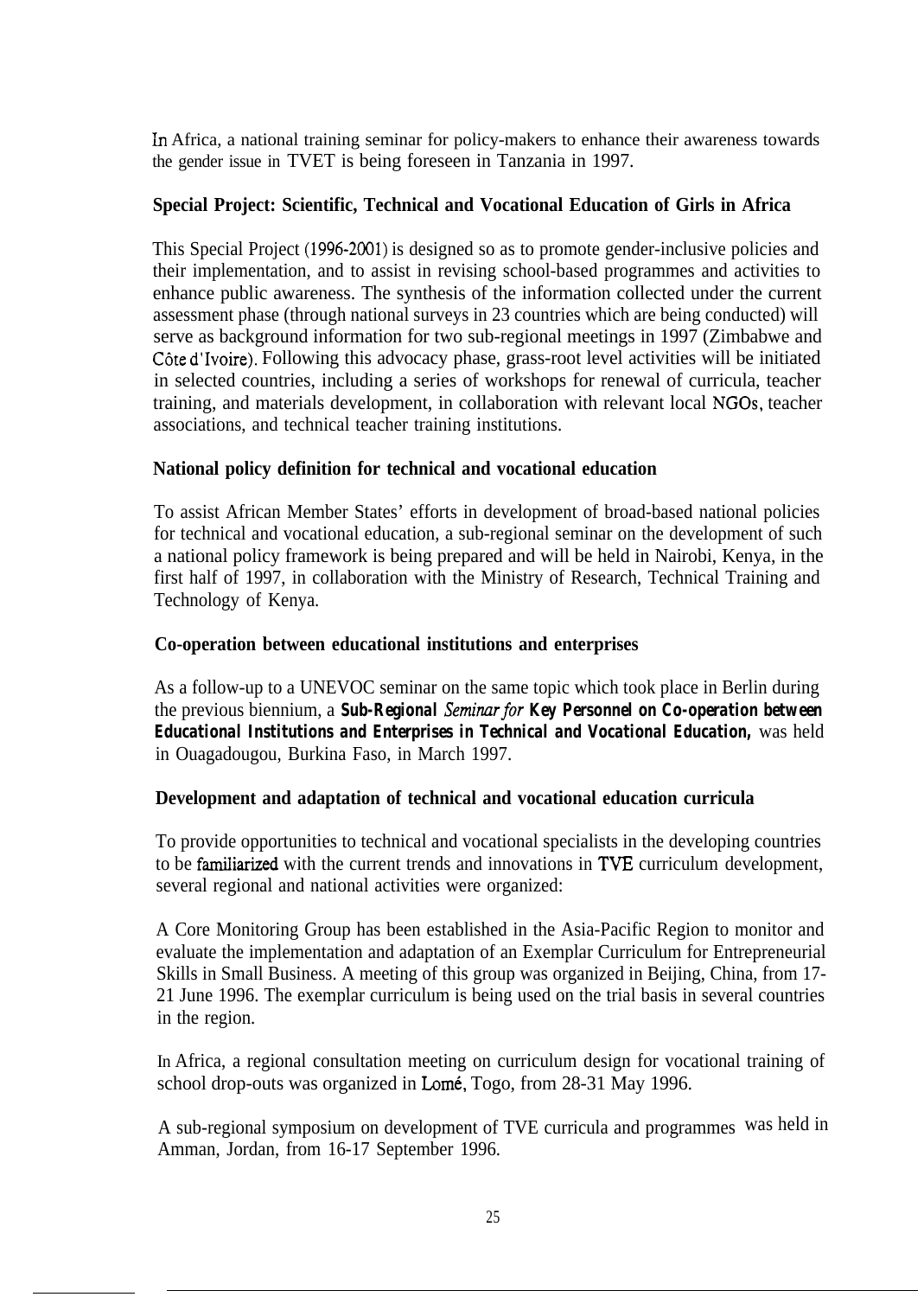In Africa, a national training seminar for policy-makers to enhance their awareness towards the gender issue in TVET is being foreseen in Tanzania in 1997.

**Special Project: Scientific, Technical and Vocational Education of Girls in Africa**

This Special Project (1996-2001) is designed so as to promote gender-inclusive policies and their implementation, and to assist in revising school-based programmes and activities to enhance public awareness. The synthesis of the information collected under the current assessment phase (through national surveys in 23 countries which are being conducted) will serve as background information for two sub-regional meetings in 1997 (Zimbabwe and Côte d'Ivoire). Following this advocacy phase, grass-root level activities will be initiated in selected countries, including a series of workshops for renewal of curricula, teacher training, and materials development, in collaboration with relevant local NGOs, teacher associations, and technical teacher training institutions.

**National policy definition for technical and vocational education**

To assist African Member States' efforts in development of broad-based national policies for technical and vocational education, a sub-regional seminar on the development of such a national policy framework is being prepared and will be held in Nairobi, Kenya, in the first half of 1997, in collaboration with the Ministry of Research, Technical Training and Technology of Kenya.

**Co-operation between educational institutions and enterprises**

As a follow-up to a UNEVOC seminar on the same topic which took place in Berlin during the previous biennium, a ***Sub-Regional Seminar for Key Personnel on Co-operation between Educational Institutions and Enterprises in Technical and Vocational Education,*** was held in Ouagadougou, Burkina Faso, in March 1997.

**Development and adaptation of technical and vocational education curricula**

To provide opportunities to technical and vocational specialists in the developing countries to be familiarized with the current trends and innovations in TVE curriculum development, several regional and national activities were organized:

A Core Monitoring Group has been established in the Asia-Pacific Region to monitor and evaluate the implementation and adaptation of an Exemplar Curriculum for Entrepreneurial Skills in Small Business. A meeting of this group was organized in Beijing, China, from 17-21 June 1996. The exemplar curriculum is being used on the trial basis in several countries in the region.

In Africa, a regional consultation meeting on curriculum design for vocational training of school drop-outs was organized in Lomé, Togo, from 28-31 May 1996.

A sub-regional symposium on development of TVE curricula and programmes was held in Amman, Jordan, from 16-17 September 1996.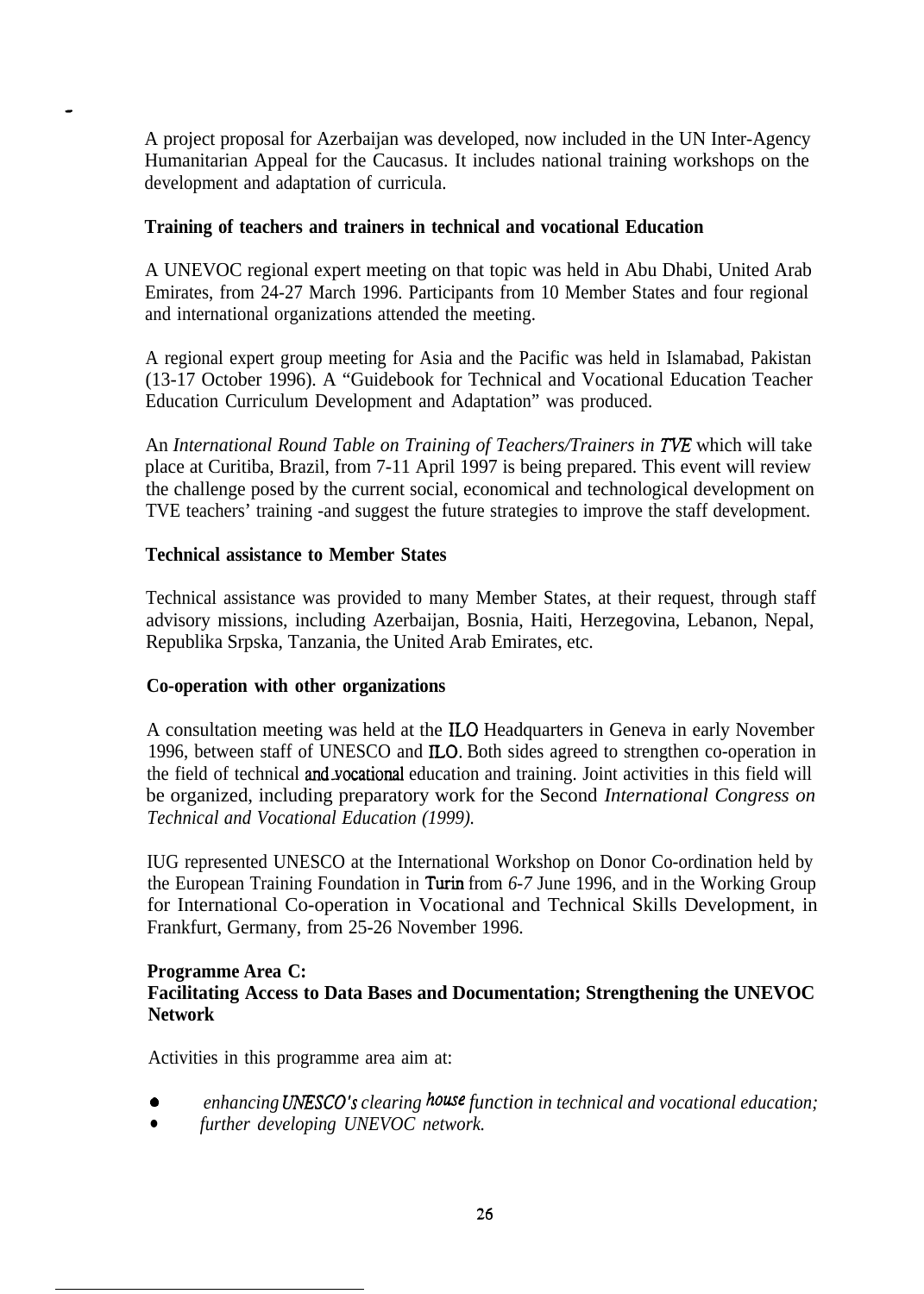A project proposal for Azerbaijan was developed, now included in the UN Inter-Agency Humanitarian Appeal for the Caucasus. It includes national training workshops on the development and adaptation of curricula.

**Training of teachers and trainers in technical and vocational Education**

A UNEVOC regional expert meeting on that topic was held in Abu Dhabi, United Arab Emirates, from 24-27 March 1996. Participants from 10 Member States and four regional and international organizations attended the meeting.

A regional expert group meeting for Asia and the Pacific was held in Islamabad, Pakistan (13-17 October 1996). A "Guidebook for Technical and Vocational Education Teacher Education Curriculum Development and Adaptation" was produced.

An *International Round Table on Training of Teachers/Trainers in TVE* which will take place at Curitiba, Brazil, from 7-11 April 1997 is being prepared. This event will review the challenge posed by the current social, economical and technological development on TVE teachers' training -and suggest the future strategies to improve the staff development.

**Technical assistance to Member States**

Technical assistance was provided to many Member States, at their request, through staff advisory missions, including Azerbaijan, Bosnia, Haiti, Herzegovina, Lebanon, Nepal, Republika Srpska, Tanzania, the United Arab Emirates, etc.

**Co-operation with other organizations**

A consultation meeting was held at the ILO Headquarters in Geneva in early November 1996, between staff of UNESCO and ILO. Both sides agreed to strengthen co-operation in the field of technical and vocational education and training. Joint activities in this field will be organized, including preparatory work for the Second *International Congress on Technical and Vocational Education (1999).*

IUG represented UNESCO at the International Workshop on Donor Co-ordination held by the European Training Foundation in Turin from *6-7* June 1996, and in the Working Group for International Co-operation in Vocational and Technical Skills Development, in Frankfurt, Germany, from 25-26 November 1996.

**Programme Area C:**
**Facilitating Access to Data Bases and Documentation; Strengthening the UNEVOC Network**

Activities in this programme area aim at:

- *enhancing UNESCO's clearing house function in technical and vocational education;*
- *further developing UNEVOC network.*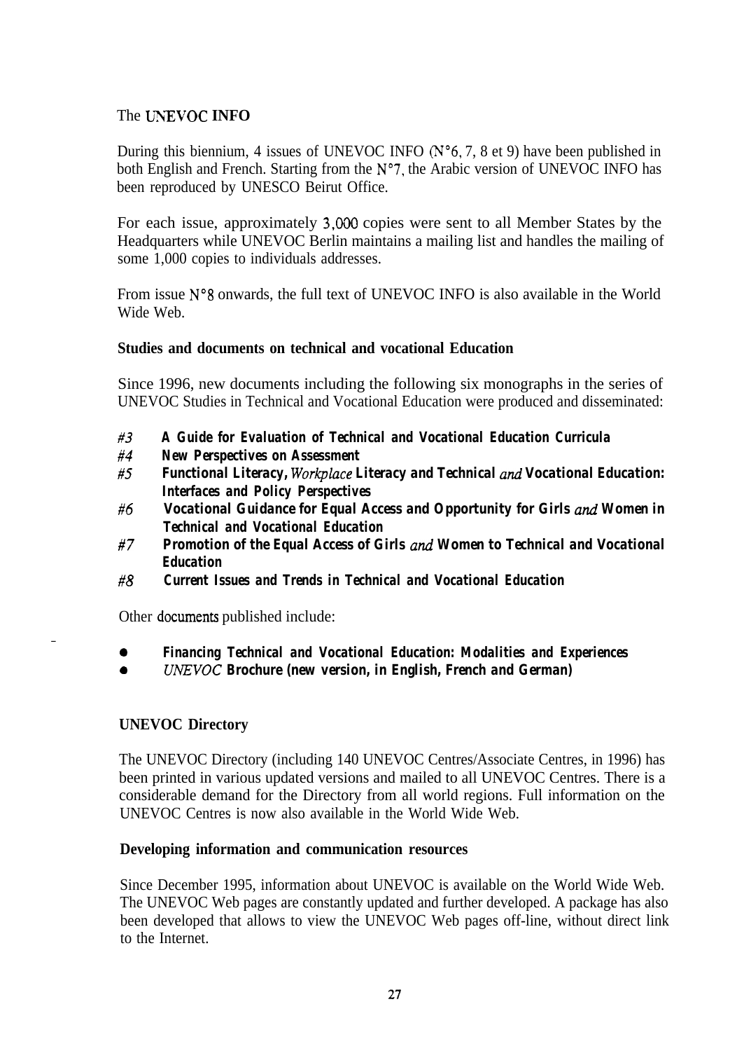### The UNEVOC INFO

During this biennium, 4 issues of UNEVOC INFO (N°6, 7, 8 et 9) have been published in both English and French. Starting from the N°7, the Arabic version of UNEVOC INFO has been reproduced by UNESCO Beirut Office.

For each issue, approximately 3,000 copies were sent to all Member States by the Headquarters while UNEVOC Berlin maintains a mailing list and handles the mailing of some 1,000 copies to individuals addresses.

From issue N°8 onwards, the full text of UNEVOC INFO is also available in the World Wide Web.

### Studies and documents on technical and vocational Education

Since 1996, new documents including the following six monographs in the series of UNEVOC Studies in Technical and Vocational Education were produced and disseminated:

- *#3* ***A Guide for Evaluation of Technical and Vocational Education Curricula***
- *#4* ***New Perspectives on Assessment***
- *#5* ***Functional Literacy, Workplace Literacy and Technical and Vocational Education: Interfaces and Policy Perspectives***
- *#6* ***Vocational Guidance for Equal Access and Opportunity for Girls and Women in Technical and Vocational Education***
- *#7* ***Promotion of the Equal Access of Girls and Women to Technical and Vocational Education***
- *#8* ***Current Issues and Trends in Technical and Vocational Education***

Other documents published include:

- ***Financing Technical and Vocational Education: Modalities and Experiences***
- *UNEVOC* ***Brochure (new version, in English, French and German)***

### UNEVOC Directory

The UNEVOC Directory (including 140 UNEVOC Centres/Associate Centres, in 1996) has been printed in various updated versions and mailed to all UNEVOC Centres. There is a considerable demand for the Directory from all world regions. Full information on the UNEVOC Centres is now also available in the World Wide Web.

### Developing information and communication resources

Since December 1995, information about UNEVOC is available on the World Wide Web. The UNEVOC Web pages are constantly updated and further developed. A package has also been developed that allows to view the UNEVOC Web pages off-line, without direct link to the Internet.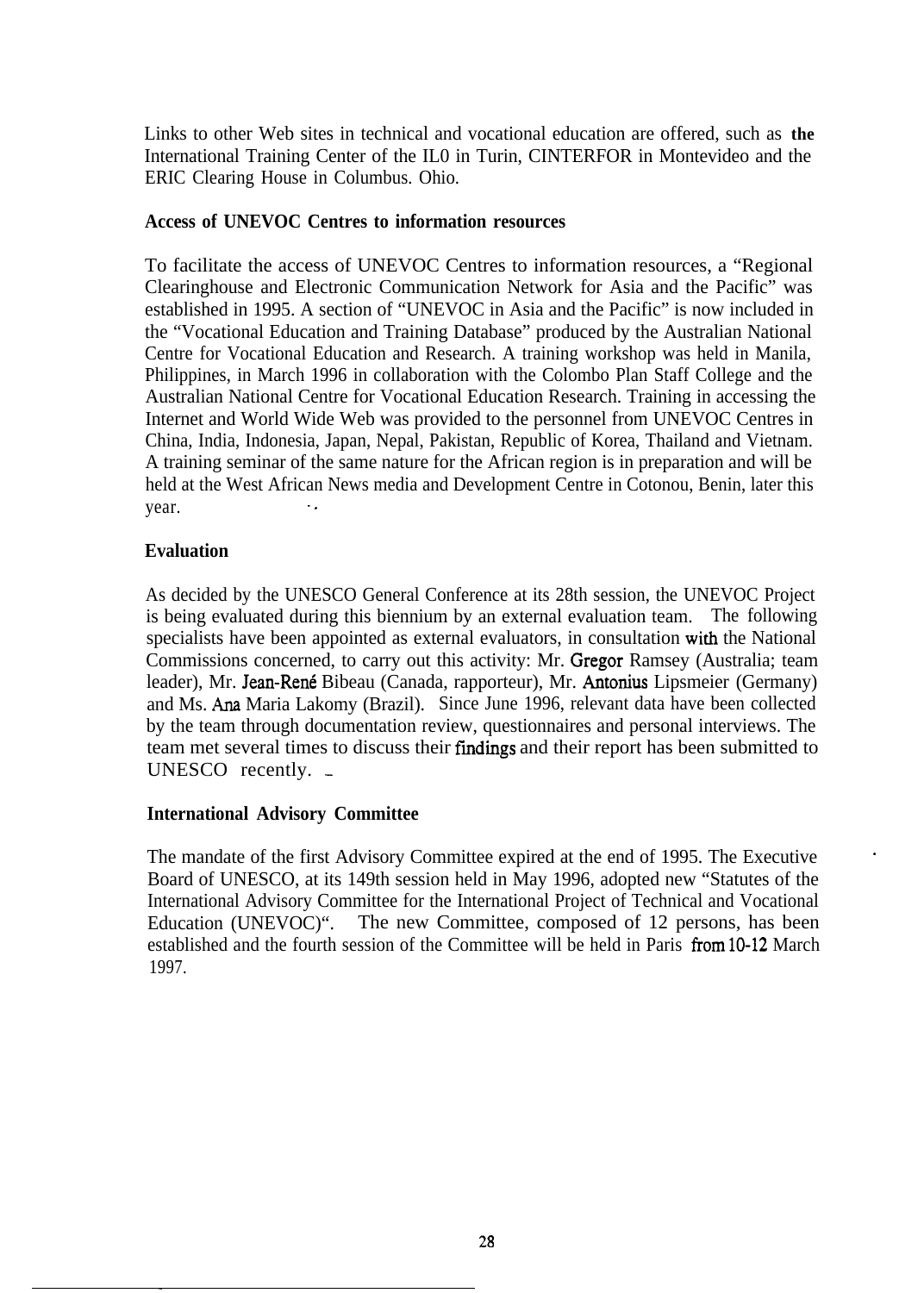Links to other Web sites in technical and vocational education are offered, such as the International Training Center of the IL0 in Turin, CINTERFOR in Montevideo and the ERIC Clearing House in Columbus. Ohio.

**Access of UNEVOC Centres to information resources**

To facilitate the access of UNEVOC Centres to information resources, a "Regional Clearinghouse and Electronic Communication Network for Asia and the Pacific" was established in 1995. A section of "UNEVOC in Asia and the Pacific" is now included in the "Vocational Education and Training Database" produced by the Australian National Centre for Vocational Education and Research. A training workshop was held in Manila, Philippines, in March 1996 in collaboration with the Colombo Plan Staff College and the Australian National Centre for Vocational Education Research. Training in accessing the Internet and World Wide Web was provided to the personnel from UNEVOC Centres in China, India, Indonesia, Japan, Nepal, Pakistan, Republic of Korea, Thailand and Vietnam. A training seminar of the same nature for the African region is in preparation and will be held at the West African News media and Development Centre in Cotonou, Benin, later this year.

**Evaluation**

As decided by the UNESCO General Conference at its 28th session, the UNEVOC Project is being evaluated during this biennium by an external evaluation team. The following specialists have been appointed as external evaluators, in consultation with the National Commissions concerned, to carry out this activity: Mr. Gregor Ramsey (Australia; team leader), Mr. Jean-René Bibeau (Canada, rapporteur), Mr. Antonius Lipsmeier (Germany) and Ms. Ana Maria Lakomy (Brazil). Since June 1996, relevant data have been collected by the team through documentation review, questionnaires and personal interviews. The team met several times to discuss their findings and their report has been submitted to UNESCO recently.

**International Advisory Committee**

The mandate of the first Advisory Committee expired at the end of 1995. The Executive Board of UNESCO, at its 149th session held in May 1996, adopted new "Statutes of the International Advisory Committee for the International Project of Technical and Vocational Education (UNEVOC)". The new Committee, composed of 12 persons, has been established and the fourth session of the Committee will be held in Paris from 10-12 March 1997.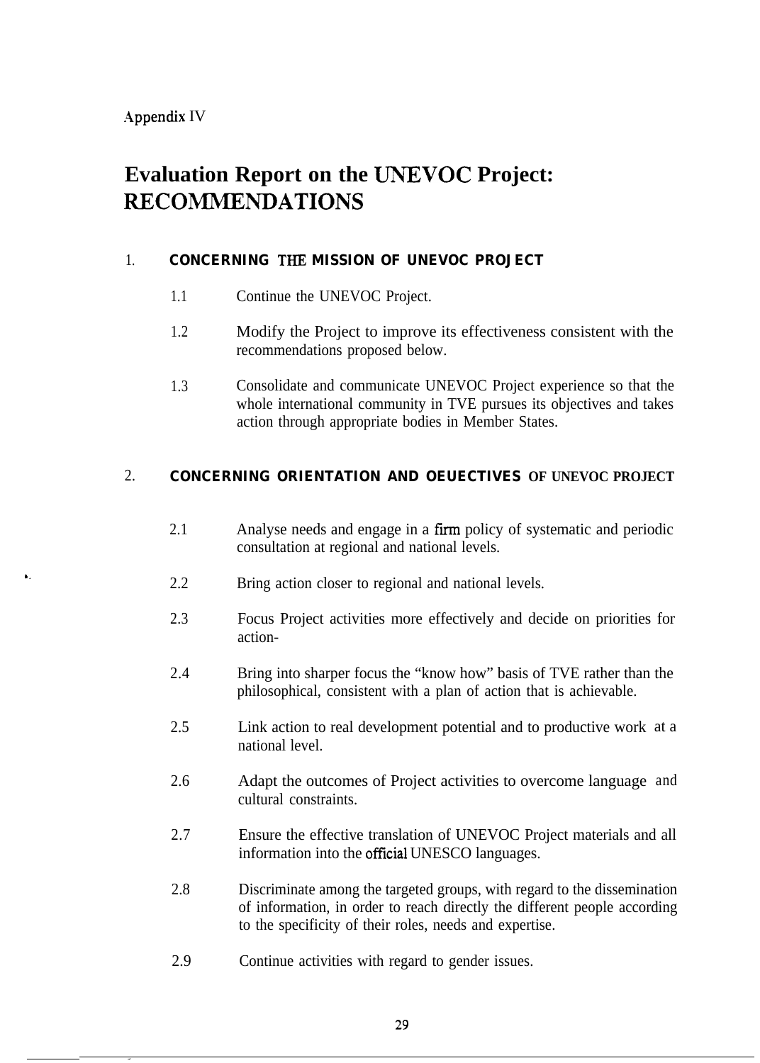Appendix IV

# Evaluation Report on the UNEVOC Project: RECOMMENDATIONS

## 1. CONCERNING THE MISSION OF UNEVOC PROJECT

1.1 Continue the UNEVOC Project.

1.2 Modify the Project to improve its effectiveness consistent with the recommendations proposed below.

1.3 Consolidate and communicate UNEVOC Project experience so that the whole international community in TVE pursues its objectives and takes action through appropriate bodies in Member States.

## 2. CONCERNING ORIENTATION AND OEUECTIVES OF UNEVOC PROJECT

2.1 Analyse needs and engage in a firm policy of systematic and periodic consultation at regional and national levels.

2.2 Bring action closer to regional and national levels.

2.3 Focus Project activities more effectively and decide on priorities for action-

2.4 Bring into sharper focus the "know how" basis of TVE rather than the philosophical, consistent with a plan of action that is achievable.

2.5 Link action to real development potential and to productive work at a national level.

2.6 Adapt the outcomes of Project activities to overcome language and cultural constraints.

2.7 Ensure the effective translation of UNEVOC Project materials and all information into the official UNESCO languages.

2.8 Discriminate among the targeted groups, with regard to the dissemination of information, in order to reach directly the different people according to the specificity of their roles, needs and expertise.

2.9 Continue activities with regard to gender issues.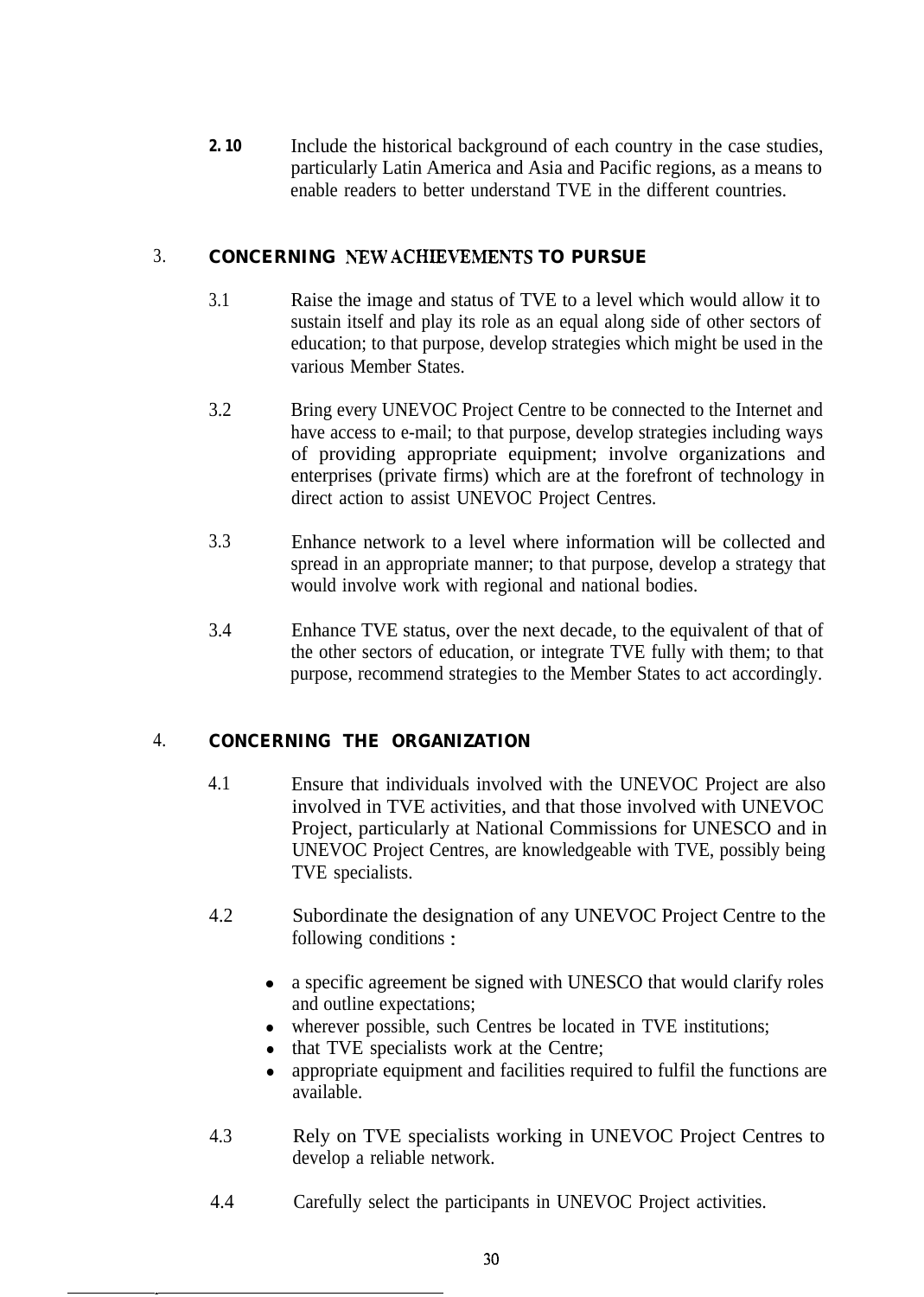2.10 Include the historical background of each country in the case studies, particularly Latin America and Asia and Pacific regions, as a means to enable readers to better understand TVE in the different countries.

## 3. CONCERNING NEW ACHIEVEMENTS TO PURSUE

3.1 Raise the image and status of TVE to a level which would allow it to sustain itself and play its role as an equal along side of other sectors of education; to that purpose, develop strategies which might be used in the various Member States.

3.2 Bring every UNEVOC Project Centre to be connected to the Internet and have access to e-mail; to that purpose, develop strategies including ways of providing appropriate equipment; involve organizations and enterprises (private firms) which are at the forefront of technology in direct action to assist UNEVOC Project Centres.

3.3 Enhance network to a level where information will be collected and spread in an appropriate manner; to that purpose, develop a strategy that would involve work with regional and national bodies.

3.4 Enhance TVE status, over the next decade, to the equivalent of that of the other sectors of education, or integrate TVE fully with them; to that purpose, recommend strategies to the Member States to act accordingly.

## 4. CONCERNING THE ORGANIZATION

4.1 Ensure that individuals involved with the UNEVOC Project are also involved in TVE activities, and that those involved with UNEVOC Project, particularly at National Commissions for UNESCO and in UNEVOC Project Centres, are knowledgeable with TVE, possibly being TVE specialists.

4.2 Subordinate the designation of any UNEVOC Project Centre to the following conditions :

- a specific agreement be signed with UNESCO that would clarify roles and outline expectations;
- wherever possible, such Centres be located in TVE institutions;
- that TVE specialists work at the Centre;
- appropriate equipment and facilities required to fulfil the functions are available.

4.3 Rely on TVE specialists working in UNEVOC Project Centres to develop a reliable network.

4.4 Carefully select the participants in UNEVOC Project activities.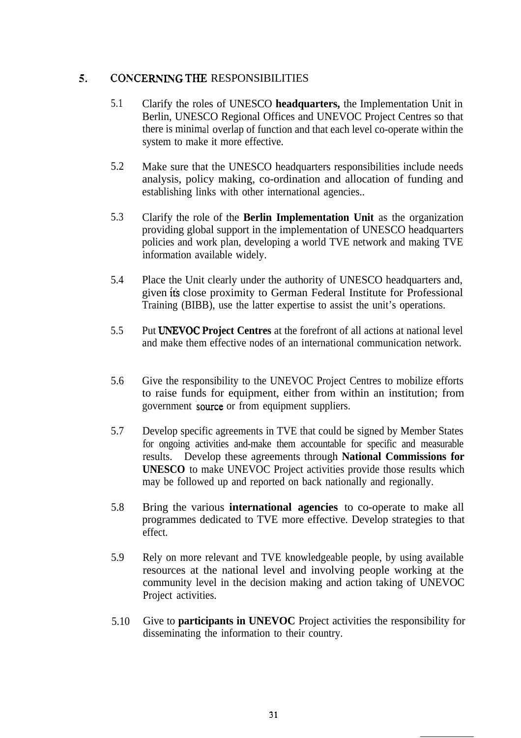## 5. CONCERNING THE RESPONSIBILITIES

5.1 Clarify the roles of UNESCO **headquarters,** the Implementation Unit in Berlin, UNESCO Regional Offices and UNEVOC Project Centres so that there is minimal overlap of function and that each level co-operate within the system to make it more effective.

5.2 Make sure that the UNESCO headquarters responsibilities include needs analysis, policy making, co-ordination and allocation of funding and establishing links with other international agencies..

5.3 Clarify the role of the **Berlin Implementation Unit** as the organization providing global support in the implementation of UNESCO headquarters policies and work plan, developing a world TVE network and making TVE information available widely.

5.4 Place the Unit clearly under the authority of UNESCO headquarters and, given its close proximity to German Federal Institute for Professional Training (BIBB), use the latter expertise to assist the unit's operations.

5.5 Put **UNEVOC Project Centres** at the forefront of all actions at national level and make them effective nodes of an international communication network.

5.6 Give the responsibility to the UNEVOC Project Centres to mobilize efforts to raise funds for equipment, either from within an institution; from government source or from equipment suppliers.

5.7 Develop specific agreements in TVE that could be signed by Member States for ongoing activities and-make them accountable for specific and measurable results. Develop these agreements through **National Commissions for UNESCO** to make UNEVOC Project activities provide those results which may be followed up and reported on back nationally and regionally.

5.8 Bring the various **international agencies** to co-operate to make all programmes dedicated to TVE more effective. Develop strategies to that effect.

5.9 Rely on more relevant and TVE knowledgeable people, by using available resources at the national level and involving people working at the community level in the decision making and action taking of UNEVOC Project activities.

5.10 Give to **participants in UNEVOC** Project activities the responsibility for disseminating the information to their country.